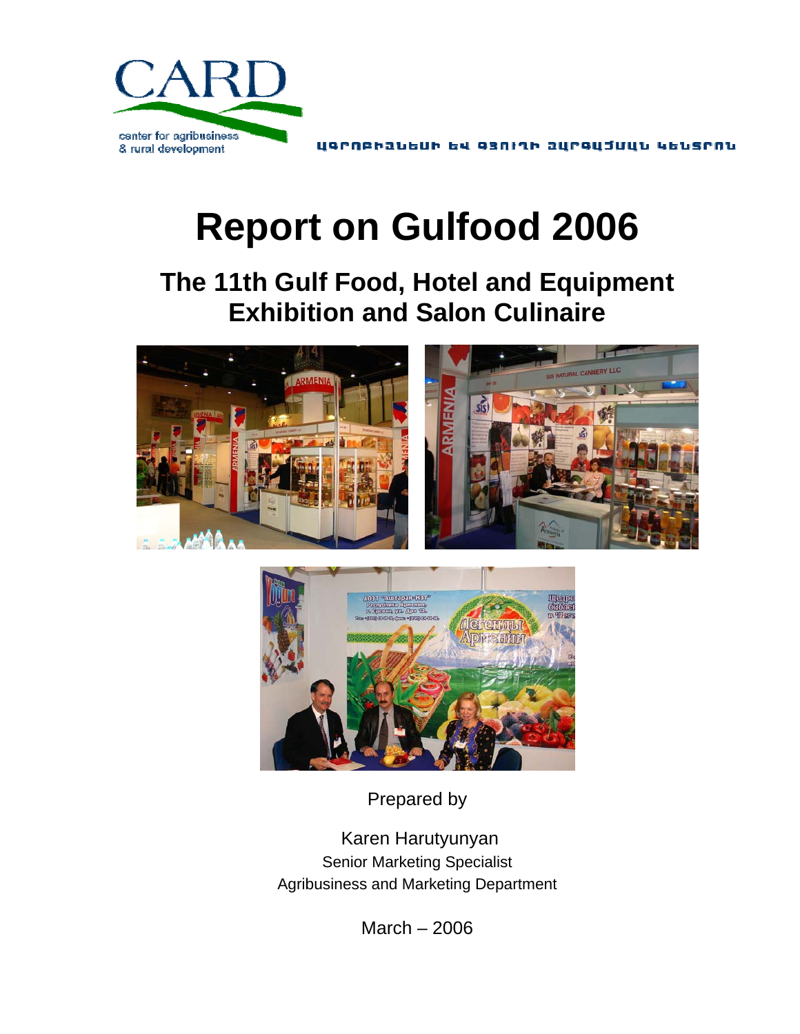CARD

center for agribusiness & rural development

ԱԳՐՈԲԻԶՆԵՍԻ ԵՎ ԳՅՈՒՂԻ ԶԱՐԳԱՑՄԱՆ ԿԵՆՏՐՈՆ

# Report on Gulfood 2006

## The 11th Gulf Food, Hotel and Equipment Exhibition and Salon Culinaire

Prepared by

Karen Harutyunyan
Senior Marketing Specialist
Agribusiness and Marketing Department

March – 2006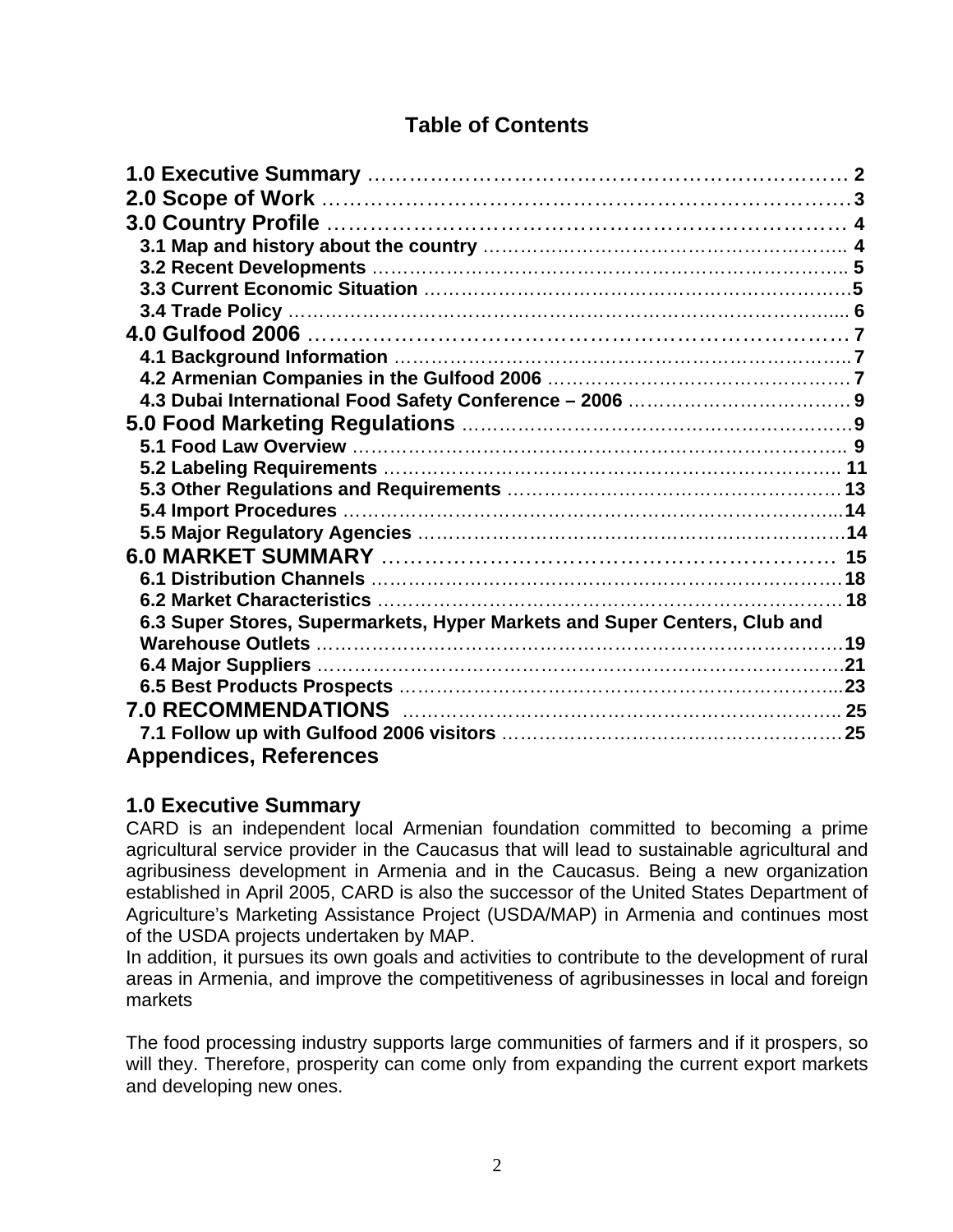## Table of Contents

**1.0 Executive Summary** …………………………………………………………… 2
**2.0 Scope of Work** ………………………………………………………………… 3
**3.0 Country Profile** ……………………………………………………………… 4
- **3.1 Map and history about the country** ……………………………………………….. 4
- **3.2 Recent Developments** ………………………………………………………………….. 5
- **3.3 Current Economic Situation** ……………………………………………………………5
- **3.4 Trade Policy** ……………………………………………………………………………... 6

**4.0 Gulfood 2006** ……………………………………………………………… 7
- **4.1 Background Information** ……………………………………………………………….. 7
- **4.2 Armenian Companies in the Gulfood 2006** ………………………………………… 7
- **4.3 Dubai International Food Safety Conference – 2006** ……………………………… 9

**5.0 Food Marketing Regulations** ……………………………………………………9
- **5.1 Food Law Overview** …………………………………………………………………….. 9
- **5.2 Labeling Requirements** ………………………………………………………………... 11
- **5.3 Other Regulations and Requirements** ……………………………………………… 13
- **5.4 Import Procedures** …………………………………………………………………….. 14
- **5.5 Major Regulatory Agencies** …………………………………………………………… 14

**6.0 MARKET SUMMARY** ……………………………………………………… 15
- **6.1 Distribution Channels** …………………………………………………………………18
- **6.2 Market Characteristics** ……………………………………………………………….. 18
- **6.3 Super Stores, Supermarkets, Hyper Markets and Super Centers, Club and Warehouse Outlets** ……………………………………………………………………………19
- **6.4 Major Suppliers** ………………………………………………………………………….21
- **6.5 Best Products Prospects** ……………………………………………………………...23

**7.0 RECOMMENDATIONS** ……………………………………………………………….. 25
- **7.1 Follow up with Gulfood 2006 visitors** ………………………………………………. 25

**Appendices, References**

## 1.0 Executive Summary

CARD is an independent local Armenian foundation committed to becoming a prime agricultural service provider in the Caucasus that will lead to sustainable agricultural and agribusiness development in Armenia and in the Caucasus. Being a new organization established in April 2005, CARD is also the successor of the United States Department of Agriculture's Marketing Assistance Project (USDA/MAP) in Armenia and continues most of the USDA projects undertaken by MAP.
In addition, it pursues its own goals and activities to contribute to the development of rural areas in Armenia, and improve the competitiveness of agribusinesses in local and foreign markets

The food processing industry supports large communities of farmers and if it prospers, so will they. Therefore, prosperity can come only from expanding the current export markets and developing new ones.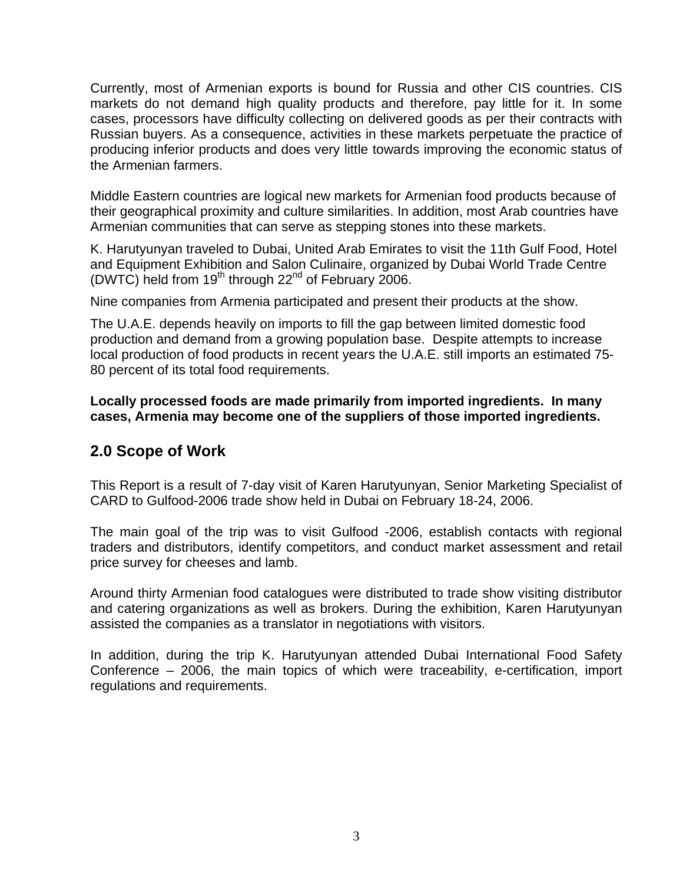Currently, most of Armenian exports is bound for Russia and other CIS countries. CIS markets do not demand high quality products and therefore, pay little for it. In some cases, processors have difficulty collecting on delivered goods as per their contracts with Russian buyers. As a consequence, activities in these markets perpetuate the practice of producing inferior products and does very little towards improving the economic status of the Armenian farmers.

Middle Eastern countries are logical new markets for Armenian food products because of their geographical proximity and culture similarities. In addition, most Arab countries have Armenian communities that can serve as stepping stones into these markets.

K. Harutyunyan traveled to Dubai, United Arab Emirates to visit the 11th Gulf Food, Hotel and Equipment Exhibition and Salon Culinaire, organized by Dubai World Trade Centre (DWTC) held from 19th through 22nd of February 2006.

Nine companies from Armenia participated and present their products at the show.

The U.A.E. depends heavily on imports to fill the gap between limited domestic food production and demand from a growing population base. Despite attempts to increase local production of food products in recent years the U.A.E. still imports an estimated 75-80 percent of its total food requirements.

**Locally processed foods are made primarily from imported ingredients. In many cases, Armenia may become one of the suppliers of those imported ingredients.**

## 2.0 Scope of Work

This Report is a result of 7-day visit of Karen Harutyunyan, Senior Marketing Specialist of CARD to Gulfood-2006 trade show held in Dubai on February 18-24, 2006.

The main goal of the trip was to visit Gulfood -2006, establish contacts with regional traders and distributors, identify competitors, and conduct market assessment and retail price survey for cheeses and lamb.

Around thirty Armenian food catalogues were distributed to trade show visiting distributor and catering organizations as well as brokers. During the exhibition, Karen Harutyunyan assisted the companies as a translator in negotiations with visitors.

In addition, during the trip K. Harutyunyan attended Dubai International Food Safety Conference – 2006, the main topics of which were traceability, e-certification, import regulations and requirements.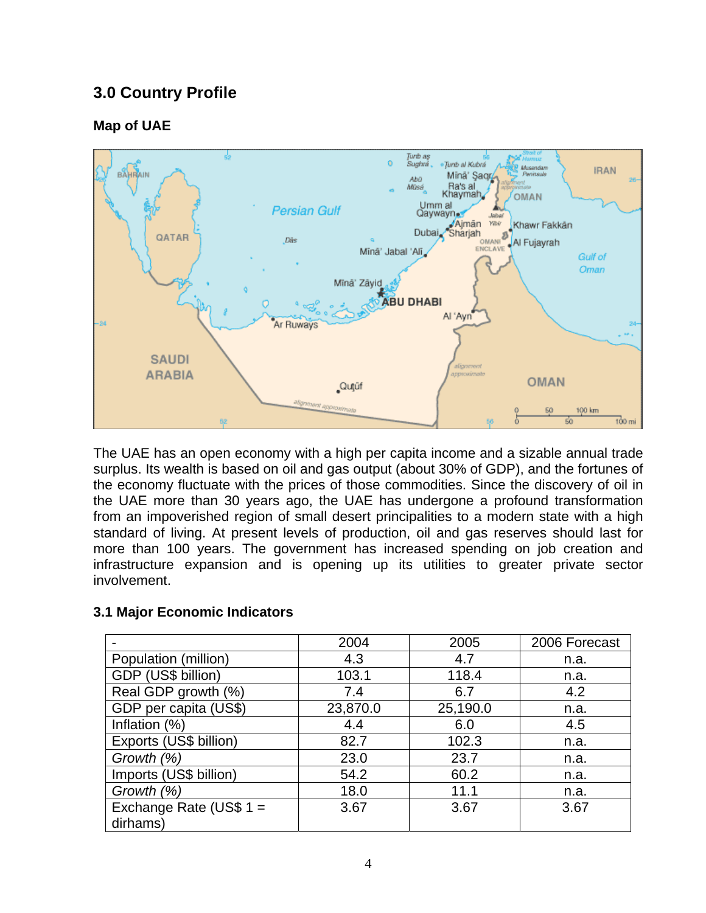## 3.0 Country Profile

### Map of UAE

The UAE has an open economy with a high per capita income and a sizable annual trade surplus. Its wealth is based on oil and gas output (about 30% of GDP), and the fortunes of the economy fluctuate with the prices of those commodities. Since the discovery of oil in the UAE more than 30 years ago, the UAE has undergone a profound transformation from an impoverished region of small desert principalities to a modern state with a high standard of living. At present levels of production, oil and gas reserves should last for more than 100 years. The government has increased spending on job creation and infrastructure expansion and is opening up its utilities to greater private sector involvement.

### 3.1 Major Economic Indicators

| - | 2004 | 2005 | 2006 Forecast |
|---|---|---|---|
| Population (million) | 4.3 | 4.7 | n.a. |
| GDP (US$ billion) | 103.1 | 118.4 | n.a. |
| Real GDP growth (%) | 7.4 | 6.7 | 4.2 |
| GDP per capita (US$) | 23,870.0 | 25,190.0 | n.a. |
| Inflation (%) | 4.4 | 6.0 | 4.5 |
| Exports (US$ billion) | 82.7 | 102.3 | n.a. |
| *Growth (%)* | 23.0 | 23.7 | n.a. |
| Imports (US$ billion) | 54.2 | 60.2 | n.a. |
| *Growth (%)* | 18.0 | 11.1 | n.a. |
| Exchange Rate (US$ 1 = dirhams) | 3.67 | 3.67 | 3.67 |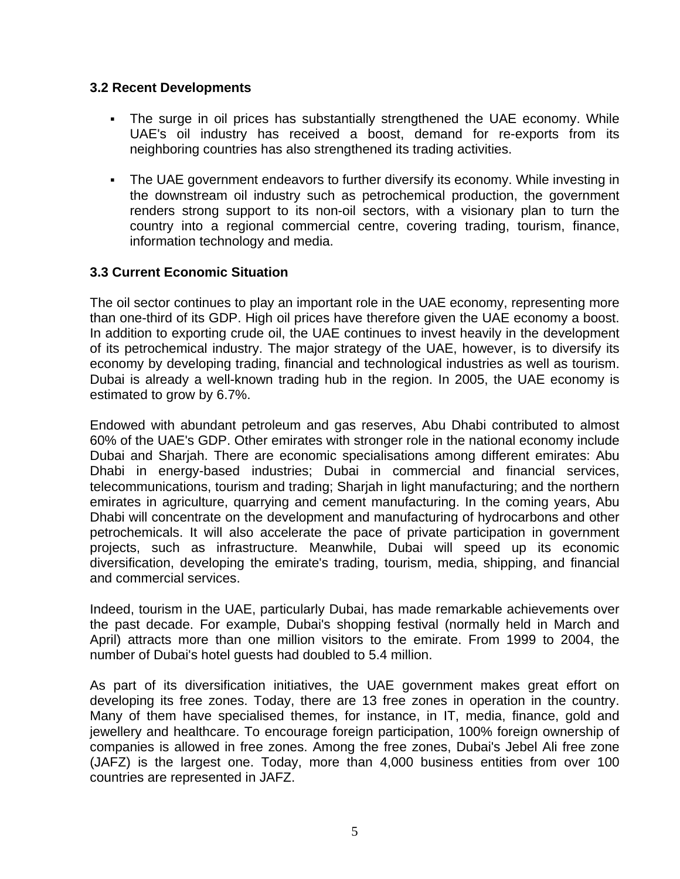### 3.2 Recent Developments

- The surge in oil prices has substantially strengthened the UAE economy. While UAE's oil industry has received a boost, demand for re-exports from its neighboring countries has also strengthened its trading activities.

- The UAE government endeavors to further diversify its economy. While investing in the downstream oil industry such as petrochemical production, the government renders strong support to its non-oil sectors, with a visionary plan to turn the country into a regional commercial centre, covering trading, tourism, finance, information technology and media.

### 3.3 Current Economic Situation

The oil sector continues to play an important role in the UAE economy, representing more than one-third of its GDP. High oil prices have therefore given the UAE economy a boost. In addition to exporting crude oil, the UAE continues to invest heavily in the development of its petrochemical industry. The major strategy of the UAE, however, is to diversify its economy by developing trading, financial and technological industries as well as tourism. Dubai is already a well-known trading hub in the region. In 2005, the UAE economy is estimated to grow by 6.7%.

Endowed with abundant petroleum and gas reserves, Abu Dhabi contributed to almost 60% of the UAE's GDP. Other emirates with stronger role in the national economy include Dubai and Sharjah. There are economic specialisations among different emirates: Abu Dhabi in energy-based industries; Dubai in commercial and financial services, telecommunications, tourism and trading; Sharjah in light manufacturing; and the northern emirates in agriculture, quarrying and cement manufacturing. In the coming years, Abu Dhabi will concentrate on the development and manufacturing of hydrocarbons and other petrochemicals. It will also accelerate the pace of private participation in government projects, such as infrastructure. Meanwhile, Dubai will speed up its economic diversification, developing the emirate's trading, tourism, media, shipping, and financial and commercial services.

Indeed, tourism in the UAE, particularly Dubai, has made remarkable achievements over the past decade. For example, Dubai's shopping festival (normally held in March and April) attracts more than one million visitors to the emirate. From 1999 to 2004, the number of Dubai's hotel guests had doubled to 5.4 million.

As part of its diversification initiatives, the UAE government makes great effort on developing its free zones. Today, there are 13 free zones in operation in the country. Many of them have specialised themes, for instance, in IT, media, finance, gold and jewellery and healthcare. To encourage foreign participation, 100% foreign ownership of companies is allowed in free zones. Among the free zones, Dubai's Jebel Ali free zone (JAFZ) is the largest one. Today, more than 4,000 business entities from over 100 countries are represented in JAFZ.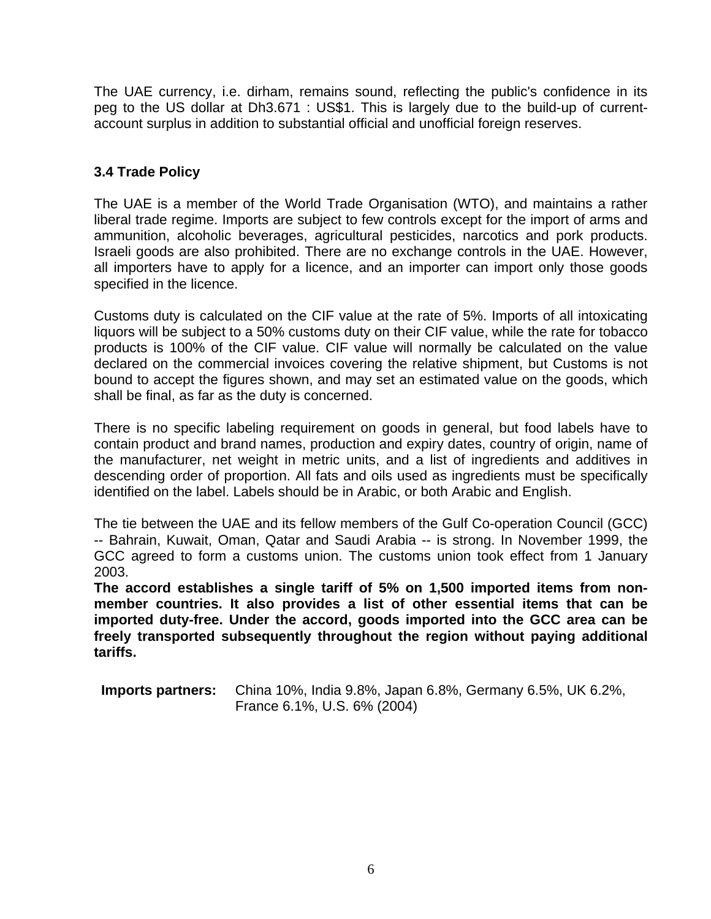The UAE currency, i.e. dirham, remains sound, reflecting the public's confidence in its peg to the US dollar at Dh3.671 : US$1. This is largely due to the build-up of current-account surplus in addition to substantial official and unofficial foreign reserves.

### 3.4 Trade Policy

The UAE is a member of the World Trade Organisation (WTO), and maintains a rather liberal trade regime. Imports are subject to few controls except for the import of arms and ammunition, alcoholic beverages, agricultural pesticides, narcotics and pork products. Israeli goods are also prohibited. There are no exchange controls in the UAE. However, all importers have to apply for a licence, and an importer can import only those goods specified in the licence.

Customs duty is calculated on the CIF value at the rate of 5%. Imports of all intoxicating liquors will be subject to a 50% customs duty on their CIF value, while the rate for tobacco products is 100% of the CIF value. CIF value will normally be calculated on the value declared on the commercial invoices covering the relative shipment, but Customs is not bound to accept the figures shown, and may set an estimated value on the goods, which shall be final, as far as the duty is concerned.

There is no specific labeling requirement on goods in general, but food labels have to contain product and brand names, production and expiry dates, country of origin, name of the manufacturer, net weight in metric units, and a list of ingredients and additives in descending order of proportion. All fats and oils used as ingredients must be specifically identified on the label. Labels should be in Arabic, or both Arabic and English.

The tie between the UAE and its fellow members of the Gulf Co-operation Council (GCC) -- Bahrain, Kuwait, Oman, Qatar and Saudi Arabia -- is strong. In November 1999, the GCC agreed to form a customs union. The customs union took effect from 1 January 2003.

**The accord establishes a single tariff of 5% on 1,500 imported items from non-member countries. It also provides a list of other essential items that can be imported duty-free. Under the accord, goods imported into the GCC area can be freely transported subsequently throughout the region without paying additional tariffs.**

**Imports partners:** China 10%, India 9.8%, Japan 6.8%, Germany 6.5%, UK 6.2%, France 6.1%, U.S. 6% (2004)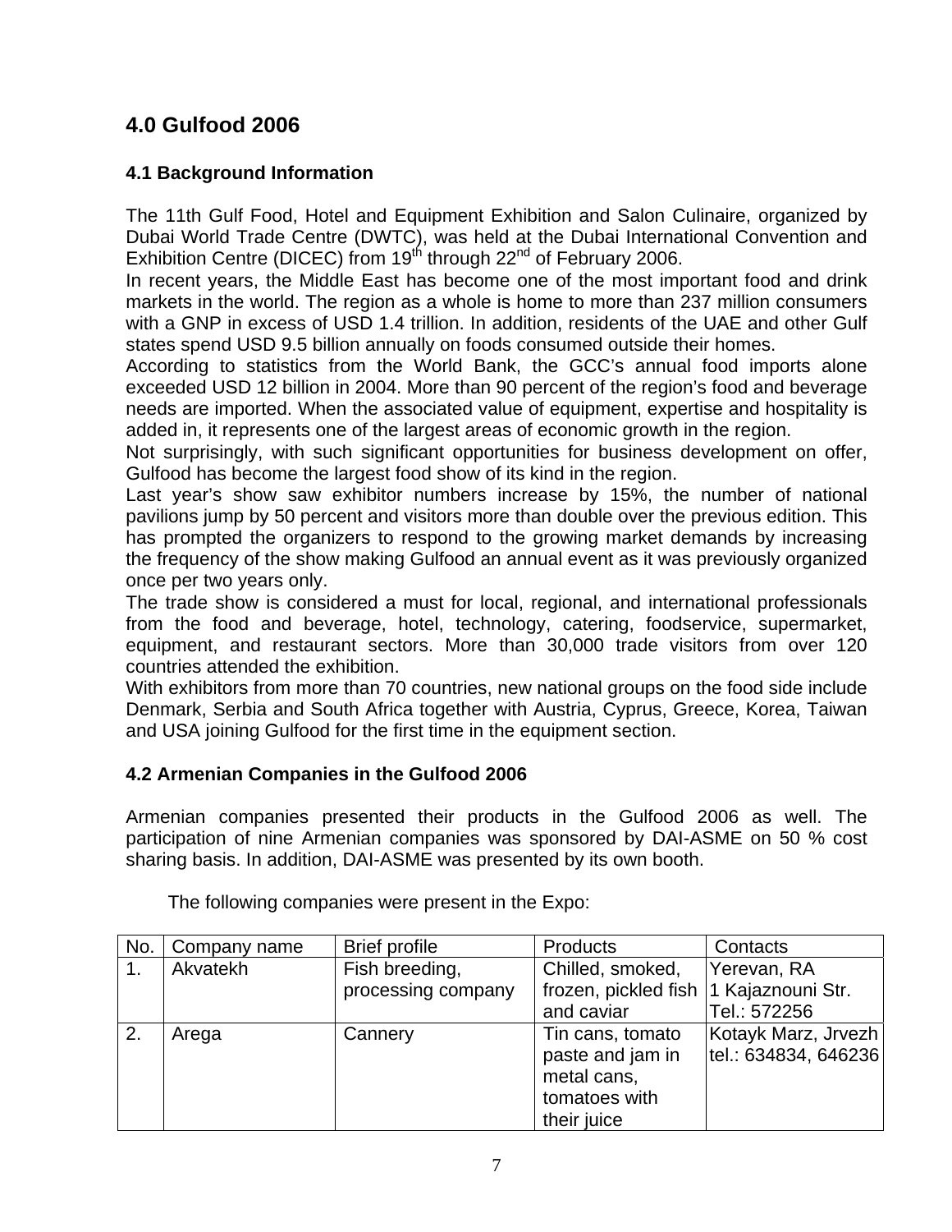## 4.0 Gulfood 2006

### 4.1 Background Information

The 11th Gulf Food, Hotel and Equipment Exhibition and Salon Culinaire, organized by Dubai World Trade Centre (DWTC), was held at the Dubai International Convention and Exhibition Centre (DICEC) from 19th through 22nd of February 2006.

In recent years, the Middle East has become one of the most important food and drink markets in the world. The region as a whole is home to more than 237 million consumers with a GNP in excess of USD 1.4 trillion. In addition, residents of the UAE and other Gulf states spend USD 9.5 billion annually on foods consumed outside their homes.

According to statistics from the World Bank, the GCC's annual food imports alone exceeded USD 12 billion in 2004. More than 90 percent of the region's food and beverage needs are imported. When the associated value of equipment, expertise and hospitality is added in, it represents one of the largest areas of economic growth in the region.

Not surprisingly, with such significant opportunities for business development on offer, Gulfood has become the largest food show of its kind in the region.

Last year's show saw exhibitor numbers increase by 15%, the number of national pavilions jump by 50 percent and visitors more than double over the previous edition. This has prompted the organizers to respond to the growing market demands by increasing the frequency of the show making Gulfood an annual event as it was previously organized once per two years only.

The trade show is considered a must for local, regional, and international professionals from the food and beverage, hotel, technology, catering, foodservice, supermarket, equipment, and restaurant sectors. More than 30,000 trade visitors from over 120 countries attended the exhibition.

With exhibitors from more than 70 countries, new national groups on the food side include Denmark, Serbia and South Africa together with Austria, Cyprus, Greece, Korea, Taiwan and USA joining Gulfood for the first time in the equipment section.

### 4.2 Armenian Companies in the Gulfood 2006

Armenian companies presented their products in the Gulfood 2006 as well. The participation of nine Armenian companies was sponsored by DAI-ASME on 50 % cost sharing basis. In addition, DAI-ASME was presented by its own booth.

The following companies were present in the Expo:

| No. | Company name | Brief profile | Products | Contacts |
|---|---|---|---|---|
| 1. | Akvatekh | Fish breeding, processing company | Chilled, smoked, frozen, pickled fish and caviar | Yerevan, RA 1 Kajaznouni Str. Tel.: 572256 |
| 2. | Arega | Cannery | Tin cans, tomato paste and jam in metal cans, tomatoes with their juice | Kotayk Marz, Jrvezh tel.: 634834, 646236 |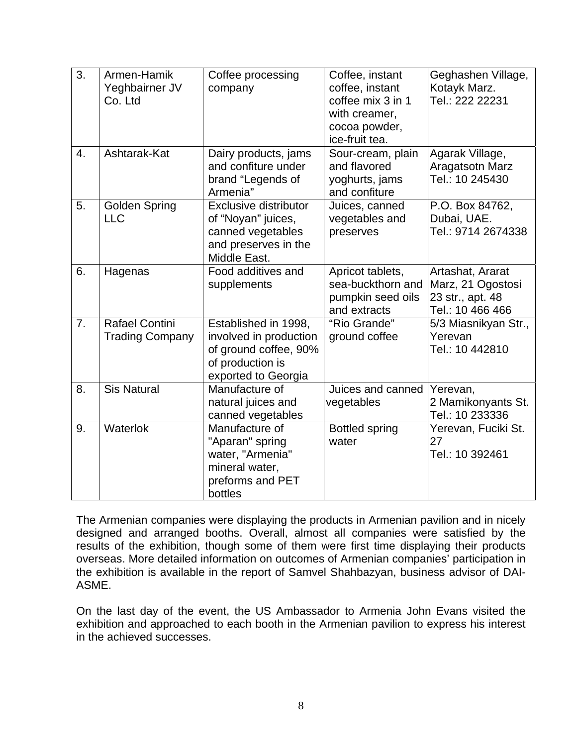| 3. | Armen-Hamik Yeghbairner JV Co. Ltd | Coffee processing company | Coffee, instant coffee, instant coffee mix 3 in 1 with creamer, cocoa powder, ice-fruit tea. | Geghashen Village, Kotayk Marz. Tel.: 222 22231 |
|---|---|---|---|---|
| 4. | Ashtarak-Kat | Dairy products, jams and confiture under brand “Legends of Armenia” | Sour-cream, plain and flavored yoghurts, jams and confiture | Agarak Village, Aragatsotn Marz Tel.: 10 245430 |
| 5. | Golden Spring LLC | Exclusive distributor of “Noyan” juices, canned vegetables and preserves in the Middle East. | Juices, canned vegetables and preserves | P.O. Box 84762, Dubai, UAE. Tel.: 9714 2674338 |
| 6. | Hagenas | Food additives and supplements | Apricot tablets, sea-buckthorn and pumpkin seed oils and extracts | Artashat, Ararat Marz, 21 Ogostosi 23 str., apt. 48 Tel.: 10 466 466 |
| 7. | Rafael Contini Trading Company | Established in 1998, involved in production of ground coffee, 90% of production is exported to Georgia | “Rio Grande” ground coffee | 5/3 Miasnikyan Str., Yerevan Tel.: 10 442810 |
| 8. | Sis Natural | Manufacture of natural juices and canned vegetables | Juices and canned vegetables | Yerevan, 2 Mamikonyants St. Tel.: 10 233336 |
| 9. | Waterlok | Manufacture of "Aparan" spring water, "Armenia" mineral water, preforms and PET bottles | Bottled spring water | Yerevan, Fuciki St. 27 Tel.: 10 392461 |

The Armenian companies were displaying the products in Armenian pavilion and in nicely designed and arranged booths. Overall, almost all companies were satisfied by the results of the exhibition, though some of them were first time displaying their products overseas. More detailed information on outcomes of Armenian companies’ participation in the exhibition is available in the report of Samvel Shahbazyan, business advisor of DAI-ASME.

On the last day of the event, the US Ambassador to Armenia John Evans visited the exhibition and approached to each booth in the Armenian pavilion to express his interest in the achieved successes.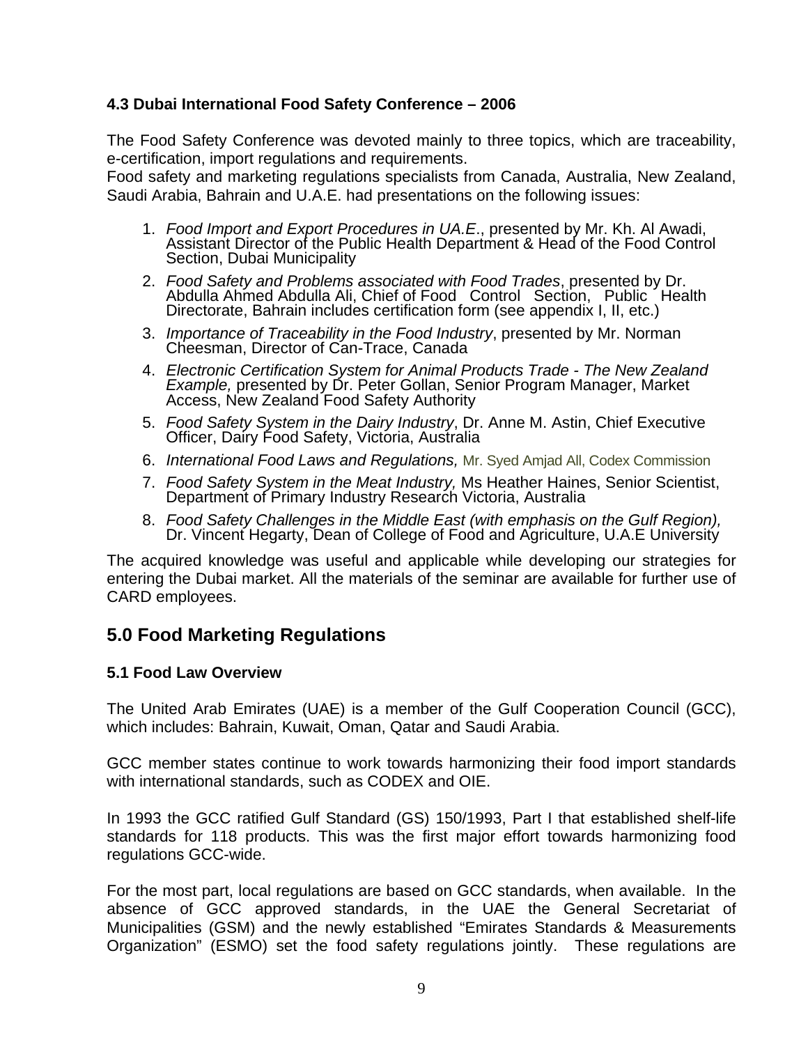### 4.3 Dubai International Food Safety Conference – 2006

The Food Safety Conference was devoted mainly to three topics, which are traceability, e-certification, import regulations and requirements.
Food safety and marketing regulations specialists from Canada, Australia, New Zealand, Saudi Arabia, Bahrain and U.A.E. had presentations on the following issues:

1. *Food Import and Export Procedures in UA.E*., presented by Mr. Kh. Al Awadi, Assistant Director of the Public Health Department & Head of the Food Control Section, Dubai Municipality
2. *Food Safety and Problems associated with Food Trades*, presented by Dr. Abdulla Ahmed Abdulla Ali, Chief of Food Control Section, Public Health Directorate, Bahrain includes certification form (see appendix I, II, etc.)
3. *Importance of Traceability in the Food Industry*, presented by Mr. Norman Cheesman, Director of Can-Trace, Canada
4. *Electronic Certification System for Animal Products Trade - The New Zealand Example,* presented by Dr. Peter Gollan, Senior Program Manager, Market Access, New Zealand Food Safety Authority
5. *Food Safety System in the Dairy Industry*, Dr. Anne M. Astin, Chief Executive Officer, Dairy Food Safety, Victoria, Australia
6. *International Food Laws and Regulations,* Mr. Syed Amjad All, Codex Commission
7. *Food Safety System in the Meat Industry,* Ms Heather Haines, Senior Scientist, Department of Primary Industry Research Victoria, Australia
8. *Food Safety Challenges in the Middle East (with emphasis on the Gulf Region),* Dr. Vincent Hegarty, Dean of College of Food and Agriculture, U.A.E University

The acquired knowledge was useful and applicable while developing our strategies for entering the Dubai market. All the materials of the seminar are available for further use of CARD employees.

## 5.0 Food Marketing Regulations

### 5.1 Food Law Overview

The United Arab Emirates (UAE) is a member of the Gulf Cooperation Council (GCC), which includes: Bahrain, Kuwait, Oman, Qatar and Saudi Arabia.

GCC member states continue to work towards harmonizing their food import standards with international standards, such as CODEX and OIE.

In 1993 the GCC ratified Gulf Standard (GS) 150/1993, Part I that established shelf-life standards for 118 products. This was the first major effort towards harmonizing food regulations GCC-wide.

For the most part, local regulations are based on GCC standards, when available. In the absence of GCC approved standards, in the UAE the General Secretariat of Municipalities (GSM) and the newly established "Emirates Standards & Measurements Organization" (ESMO) set the food safety regulations jointly. These regulations are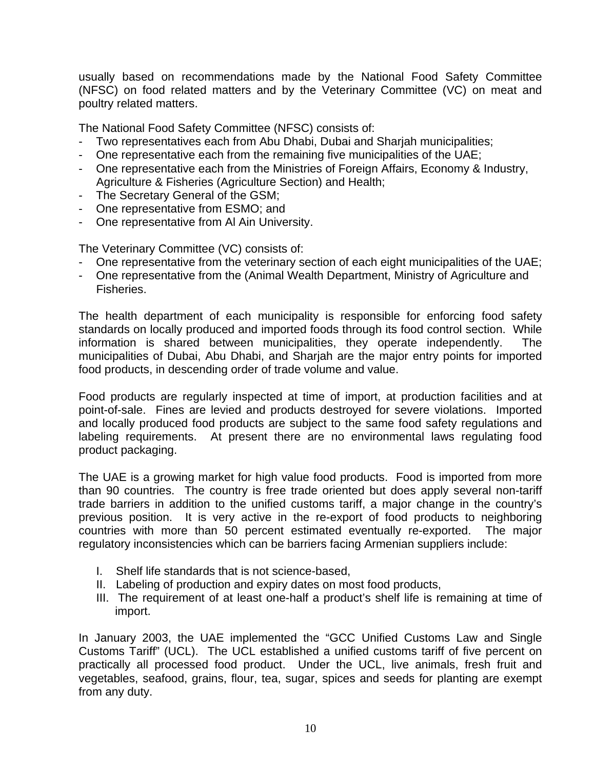usually based on recommendations made by the National Food Safety Committee (NFSC) on food related matters and by the Veterinary Committee (VC) on meat and poultry related matters.

The National Food Safety Committee (NFSC) consists of:

- Two representatives each from Abu Dhabi, Dubai and Sharjah municipalities;
- One representative each from the remaining five municipalities of the UAE;
- One representative each from the Ministries of Foreign Affairs, Economy & Industry, Agriculture & Fisheries (Agriculture Section) and Health;
- The Secretary General of the GSM;
- One representative from ESMO; and
- One representative from Al Ain University.

The Veterinary Committee (VC) consists of:

- One representative from the veterinary section of each eight municipalities of the UAE;
- One representative from the (Animal Wealth Department, Ministry of Agriculture and Fisheries.

The health department of each municipality is responsible for enforcing food safety standards on locally produced and imported foods through its food control section. While information is shared between municipalities, they operate independently. The municipalities of Dubai, Abu Dhabi, and Sharjah are the major entry points for imported food products, in descending order of trade volume and value.

Food products are regularly inspected at time of import, at production facilities and at point-of-sale. Fines are levied and products destroyed for severe violations. Imported and locally produced food products are subject to the same food safety regulations and labeling requirements. At present there are no environmental laws regulating food product packaging.

The UAE is a growing market for high value food products. Food is imported from more than 90 countries. The country is free trade oriented but does apply several non-tariff trade barriers in addition to the unified customs tariff, a major change in the country's previous position. It is very active in the re-export of food products to neighboring countries with more than 50 percent estimated eventually re-exported. The major regulatory inconsistencies which can be barriers facing Armenian suppliers include:

I. Shelf life standards that is not science-based,
II. Labeling of production and expiry dates on most food products,
III. The requirement of at least one-half a product's shelf life is remaining at time of import.

In January 2003, the UAE implemented the "GCC Unified Customs Law and Single Customs Tariff" (UCL). The UCL established a unified customs tariff of five percent on practically all processed food product. Under the UCL, live animals, fresh fruit and vegetables, seafood, grains, flour, tea, sugar, spices and seeds for planting are exempt from any duty.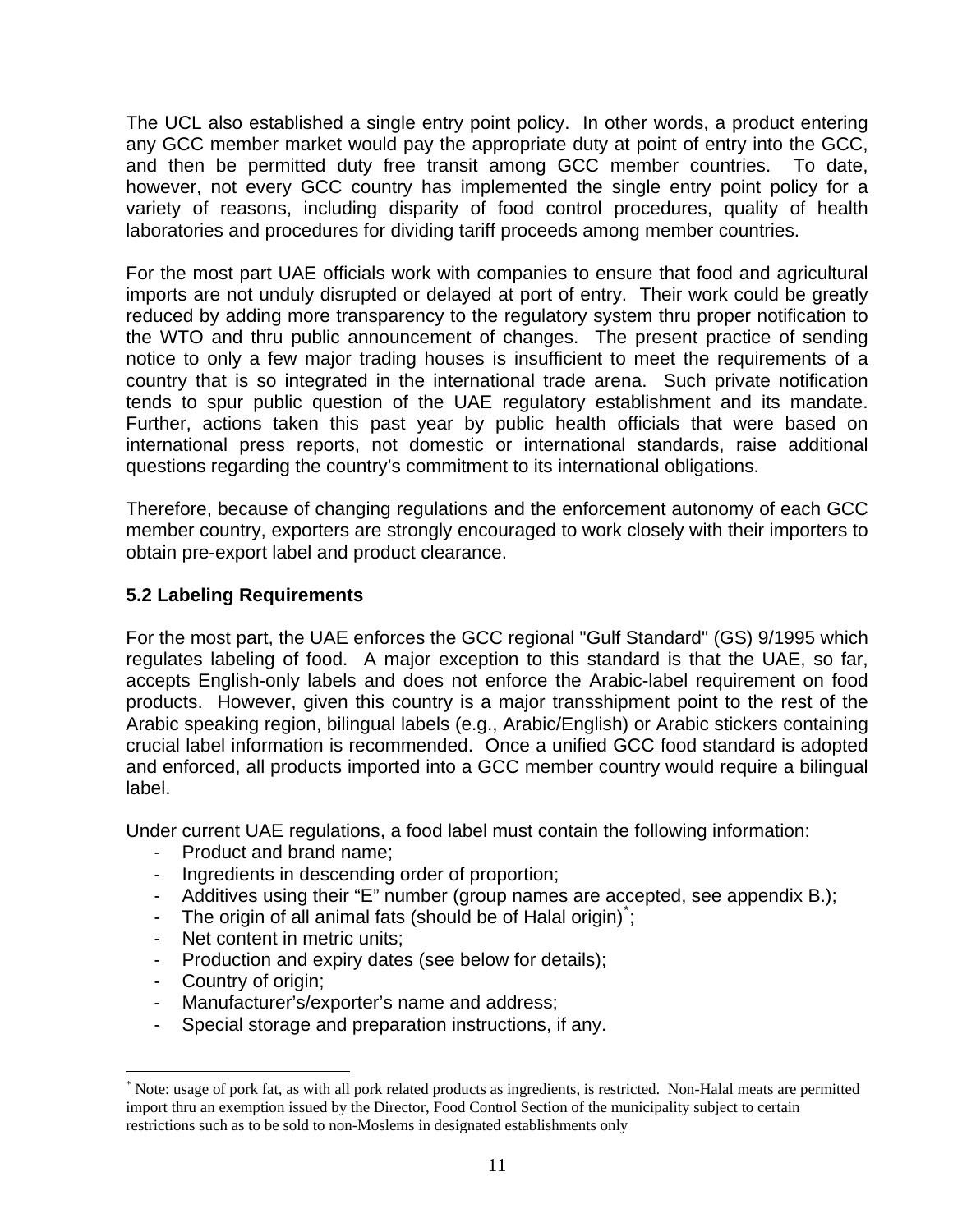The UCL also established a single entry point policy. In other words, a product entering any GCC member market would pay the appropriate duty at point of entry into the GCC, and then be permitted duty free transit among GCC member countries. To date, however, not every GCC country has implemented the single entry point policy for a variety of reasons, including disparity of food control procedures, quality of health laboratories and procedures for dividing tariff proceeds among member countries.

For the most part UAE officials work with companies to ensure that food and agricultural imports are not unduly disrupted or delayed at port of entry. Their work could be greatly reduced by adding more transparency to the regulatory system thru proper notification to the WTO and thru public announcement of changes. The present practice of sending notice to only a few major trading houses is insufficient to meet the requirements of a country that is so integrated in the international trade arena. Such private notification tends to spur public question of the UAE regulatory establishment and its mandate. Further, actions taken this past year by public health officials that were based on international press reports, not domestic or international standards, raise additional questions regarding the country's commitment to its international obligations.

Therefore, because of changing regulations and the enforcement autonomy of each GCC member country, exporters are strongly encouraged to work closely with their importers to obtain pre-export label and product clearance.

### 5.2 Labeling Requirements

For the most part, the UAE enforces the GCC regional "Gulf Standard" (GS) 9/1995 which regulates labeling of food. A major exception to this standard is that the UAE, so far, accepts English-only labels and does not enforce the Arabic-label requirement on food products. However, given this country is a major transshipment point to the rest of the Arabic speaking region, bilingual labels (e.g., Arabic/English) or Arabic stickers containing crucial label information is recommended. Once a unified GCC food standard is adopted and enforced, all products imported into a GCC member country would require a bilingual label.

Under current UAE regulations, a food label must contain the following information:

- Product and brand name;
- Ingredients in descending order of proportion;
- Additives using their "E" number (group names are accepted, see appendix B.);
- The origin of all animal fats (should be of Halal origin)*;
- Net content in metric units;
- Production and expiry dates (see below for details);
- Country of origin;
- Manufacturer's/exporter's name and address;
- Special storage and preparation instructions, if any.

* Note: usage of pork fat, as with all pork related products as ingredients, is restricted. Non-Halal meats are permitted import thru an exemption issued by the Director, Food Control Section of the municipality subject to certain restrictions such as to be sold to non-Moslems in designated establishments only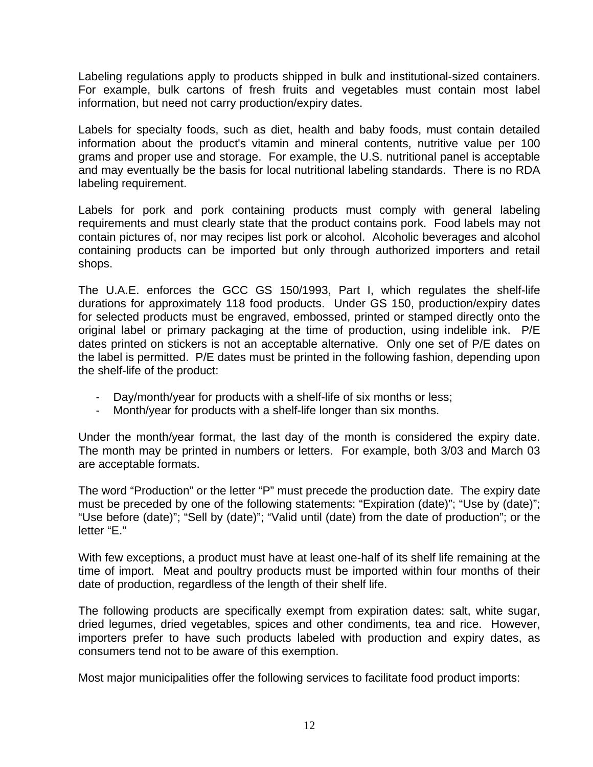Labeling regulations apply to products shipped in bulk and institutional-sized containers. For example, bulk cartons of fresh fruits and vegetables must contain most label information, but need not carry production/expiry dates.

Labels for specialty foods, such as diet, health and baby foods, must contain detailed information about the product's vitamin and mineral contents, nutritive value per 100 grams and proper use and storage. For example, the U.S. nutritional panel is acceptable and may eventually be the basis for local nutritional labeling standards. There is no RDA labeling requirement.

Labels for pork and pork containing products must comply with general labeling requirements and must clearly state that the product contains pork. Food labels may not contain pictures of, nor may recipes list pork or alcohol. Alcoholic beverages and alcohol containing products can be imported but only through authorized importers and retail shops.

The U.A.E. enforces the GCC GS 150/1993, Part I, which regulates the shelf-life durations for approximately 118 food products. Under GS 150, production/expiry dates for selected products must be engraved, embossed, printed or stamped directly onto the original label or primary packaging at the time of production, using indelible ink. P/E dates printed on stickers is not an acceptable alternative. Only one set of P/E dates on the label is permitted. P/E dates must be printed in the following fashion, depending upon the shelf-life of the product:

- Day/month/year for products with a shelf-life of six months or less;
- Month/year for products with a shelf-life longer than six months.

Under the month/year format, the last day of the month is considered the expiry date. The month may be printed in numbers or letters. For example, both 3/03 and March 03 are acceptable formats.

The word "Production" or the letter "P" must precede the production date. The expiry date must be preceded by one of the following statements: "Expiration (date)"; "Use by (date)"; "Use before (date)"; "Sell by (date)"; "Valid until (date) from the date of production"; or the letter "E."

With few exceptions, a product must have at least one-half of its shelf life remaining at the time of import. Meat and poultry products must be imported within four months of their date of production, regardless of the length of their shelf life.

The following products are specifically exempt from expiration dates: salt, white sugar, dried legumes, dried vegetables, spices and other condiments, tea and rice. However, importers prefer to have such products labeled with production and expiry dates, as consumers tend not to be aware of this exemption.

Most major municipalities offer the following services to facilitate food product imports: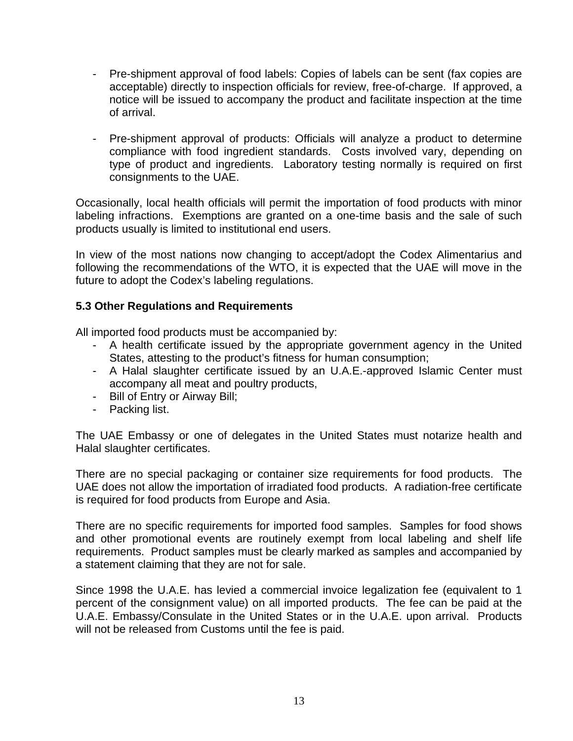- Pre-shipment approval of food labels: Copies of labels can be sent (fax copies are acceptable) directly to inspection officials for review, free-of-charge. If approved, a notice will be issued to accompany the product and facilitate inspection at the time of arrival.

- Pre-shipment approval of products: Officials will analyze a product to determine compliance with food ingredient standards. Costs involved vary, depending on type of product and ingredients. Laboratory testing normally is required on first consignments to the UAE.

Occasionally, local health officials will permit the importation of food products with minor labeling infractions. Exemptions are granted on a one-time basis and the sale of such products usually is limited to institutional end users.

In view of the most nations now changing to accept/adopt the Codex Alimentarius and following the recommendations of the WTO, it is expected that the UAE will move in the future to adopt the Codex's labeling regulations.

### 5.3 Other Regulations and Requirements

All imported food products must be accompanied by:

- A health certificate issued by the appropriate government agency in the United States, attesting to the product's fitness for human consumption;
- A Halal slaughter certificate issued by an U.A.E.-approved Islamic Center must accompany all meat and poultry products,
- Bill of Entry or Airway Bill;
- Packing list.

The UAE Embassy or one of delegates in the United States must notarize health and Halal slaughter certificates.

There are no special packaging or container size requirements for food products. The UAE does not allow the importation of irradiated food products. A radiation-free certificate is required for food products from Europe and Asia.

There are no specific requirements for imported food samples. Samples for food shows and other promotional events are routinely exempt from local labeling and shelf life requirements. Product samples must be clearly marked as samples and accompanied by a statement claiming that they are not for sale.

Since 1998 the U.A.E. has levied a commercial invoice legalization fee (equivalent to 1 percent of the consignment value) on all imported products. The fee can be paid at the U.A.E. Embassy/Consulate in the United States or in the U.A.E. upon arrival. Products will not be released from Customs until the fee is paid.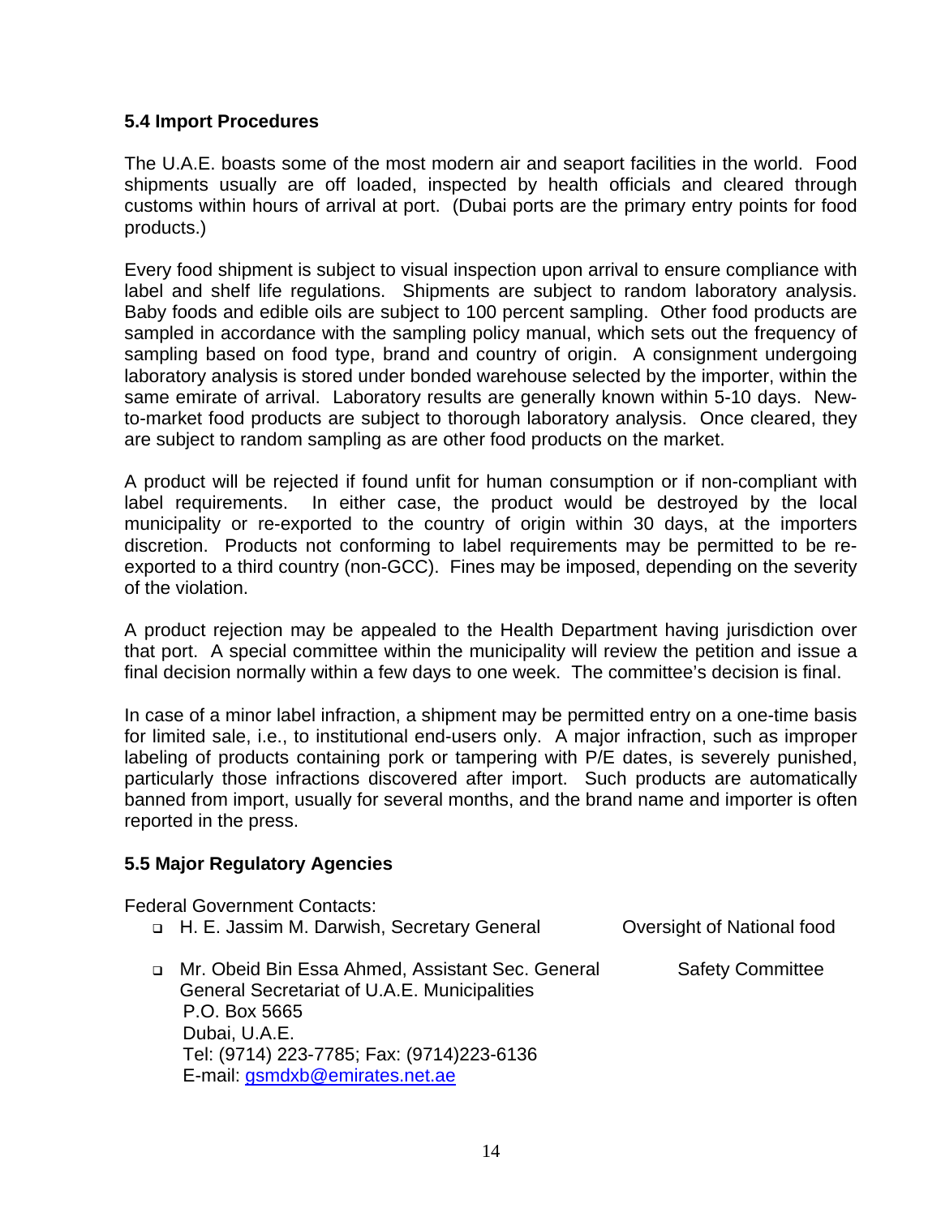### 5.4 Import Procedures

The U.A.E. boasts some of the most modern air and seaport facilities in the world. Food shipments usually are off loaded, inspected by health officials and cleared through customs within hours of arrival at port. (Dubai ports are the primary entry points for food products.)

Every food shipment is subject to visual inspection upon arrival to ensure compliance with label and shelf life regulations. Shipments are subject to random laboratory analysis. Baby foods and edible oils are subject to 100 percent sampling. Other food products are sampled in accordance with the sampling policy manual, which sets out the frequency of sampling based on food type, brand and country of origin. A consignment undergoing laboratory analysis is stored under bonded warehouse selected by the importer, within the same emirate of arrival. Laboratory results are generally known within 5-10 days. New-to-market food products are subject to thorough laboratory analysis. Once cleared, they are subject to random sampling as are other food products on the market.

A product will be rejected if found unfit for human consumption or if non-compliant with label requirements. In either case, the product would be destroyed by the local municipality or re-exported to the country of origin within 30 days, at the importers discretion. Products not conforming to label requirements may be permitted to be re-exported to a third country (non-GCC). Fines may be imposed, depending on the severity of the violation.

A product rejection may be appealed to the Health Department having jurisdiction over that port. A special committee within the municipality will review the petition and issue a final decision normally within a few days to one week. The committee's decision is final.

In case of a minor label infraction, a shipment may be permitted entry on a one-time basis for limited sale, i.e., to institutional end-users only. A major infraction, such as improper labeling of products containing pork or tampering with P/E dates, is severely punished, particularly those infractions discovered after import. Such products are automatically banned from import, usually for several months, and the brand name and importer is often reported in the press.

### 5.5 Major Regulatory Agencies

Federal Government Contacts:

- H. E. Jassim M. Darwish, Secretary General — Oversight of National food Safety Committee
- Mr. Obeid Bin Essa Ahmed, Assistant Sec. General
  General Secretariat of U.A.E. Municipalities
  P.O. Box 5665
  Dubai, U.A.E.
  Tel: (9714) 223-7785; Fax: (9714)223-6136
  E-mail: gsmdxb@emirates.net.ae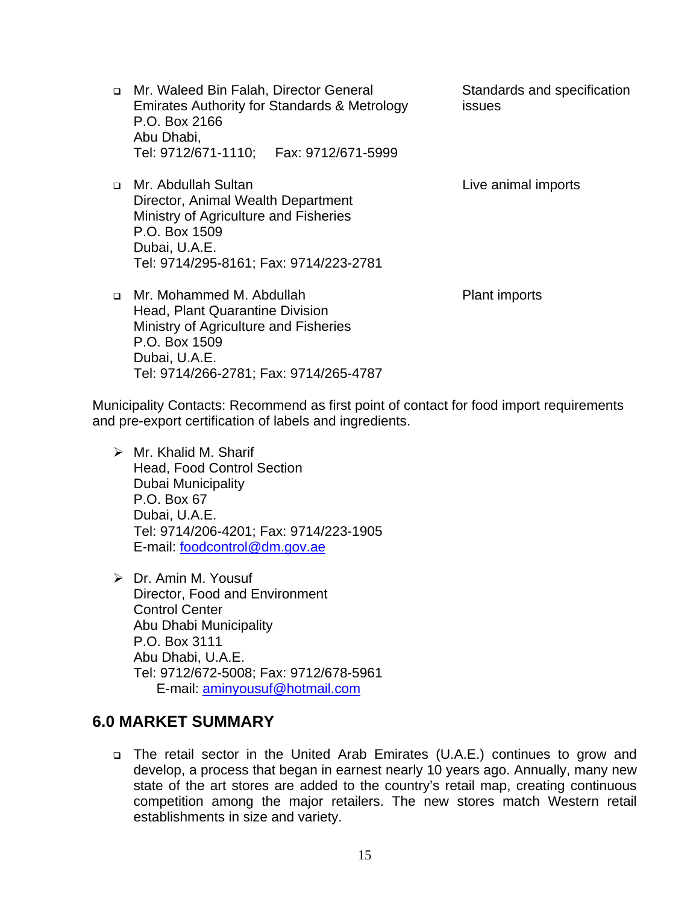- Mr. Waleed Bin Falah, Director General
  Emirates Authority for Standards & Metrology
  P.O. Box 2166
  Abu Dhabi,
  Tel: 9712/671-1110; Fax: 9712/671-5999

  Standards and specification issues

- Mr. Abdullah Sultan
  Director, Animal Wealth Department
  Ministry of Agriculture and Fisheries
  P.O. Box 1509
  Dubai, U.A.E.
  Tel: 9714/295-8161; Fax: 9714/223-2781

  Live animal imports

- Mr. Mohammed M. Abdullah
  Head, Plant Quarantine Division
  Ministry of Agriculture and Fisheries
  P.O. Box 1509
  Dubai, U.A.E.
  Tel: 9714/266-2781; Fax: 9714/265-4787

  Plant imports

Municipality Contacts: Recommend as first point of contact for food import requirements and pre-export certification of labels and ingredients.

- Mr. Khalid M. Sharif
  Head, Food Control Section
  Dubai Municipality
  P.O. Box 67
  Dubai, U.A.E.
  Tel: 9714/206-4201; Fax: 9714/223-1905
  E-mail: foodcontrol@dm.gov.ae

- Dr. Amin M. Yousuf
  Director, Food and Environment
  Control Center
  Abu Dhabi Municipality
  P.O. Box 3111
  Abu Dhabi, U.A.E.
  Tel: 9712/672-5008; Fax: 9712/678-5961
  E-mail: aminyousuf@hotmail.com

## 6.0 MARKET SUMMARY

- The retail sector in the United Arab Emirates (U.A.E.) continues to grow and develop, a process that began in earnest nearly 10 years ago. Annually, many new state of the art stores are added to the country's retail map, creating continuous competition among the major retailers. The new stores match Western retail establishments in size and variety.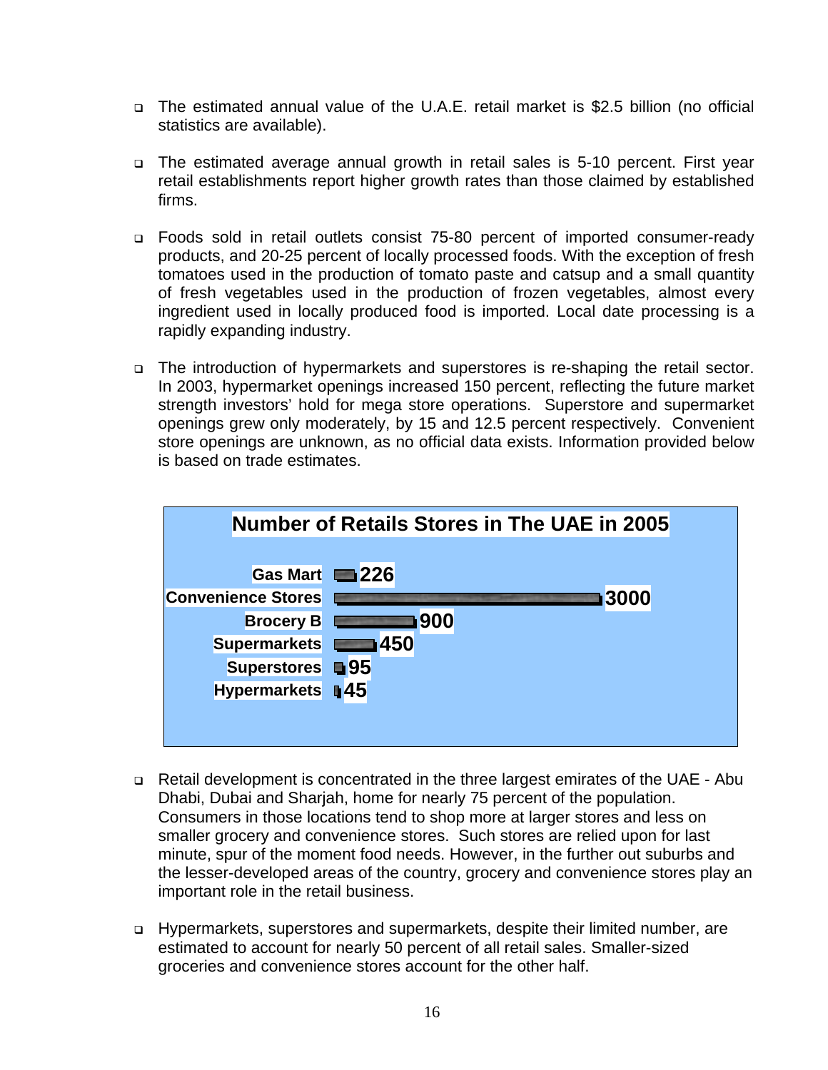- The estimated annual value of the U.A.E. retail market is $2.5 billion (no official statistics are available).

- The estimated average annual growth in retail sales is 5-10 percent. First year retail establishments report higher growth rates than those claimed by established firms.

- Foods sold in retail outlets consist 75-80 percent of imported consumer-ready products, and 20-25 percent of locally processed foods. With the exception of fresh tomatoes used in the production of tomato paste and catsup and a small quantity of fresh vegetables used in the production of frozen vegetables, almost every ingredient used in locally produced food is imported. Local date processing is a rapidly expanding industry.

- The introduction of hypermarkets and superstores is re-shaping the retail sector. In 2003, hypermarket openings increased 150 percent, reflecting the future market strength investors' hold for mega store operations. Superstore and supermarket openings grew only moderately, by 15 and 12.5 percent respectively. Convenient store openings are unknown, as no official data exists. Information provided below is based on trade estimates.

**Number of Retails Stores in The UAE in 2005**

| Store Type | Number |
|---|---|
| Gas Mart | 226 |
| Convenience Stores | 3000 |
| Brocery B | 900 |
| Supermarkets | 450 |
| Superstores | 95 |
| Hypermarkets | 45 |

- Retail development is concentrated in the three largest emirates of the UAE - Abu Dhabi, Dubai and Sharjah, home for nearly 75 percent of the population. Consumers in those locations tend to shop more at larger stores and less on smaller grocery and convenience stores. Such stores are relied upon for last minute, spur of the moment food needs. However, in the further out suburbs and the lesser-developed areas of the country, grocery and convenience stores play an important role in the retail business.

- Hypermarkets, superstores and supermarkets, despite their limited number, are estimated to account for nearly 50 percent of all retail sales. Smaller-sized groceries and convenience stores account for the other half.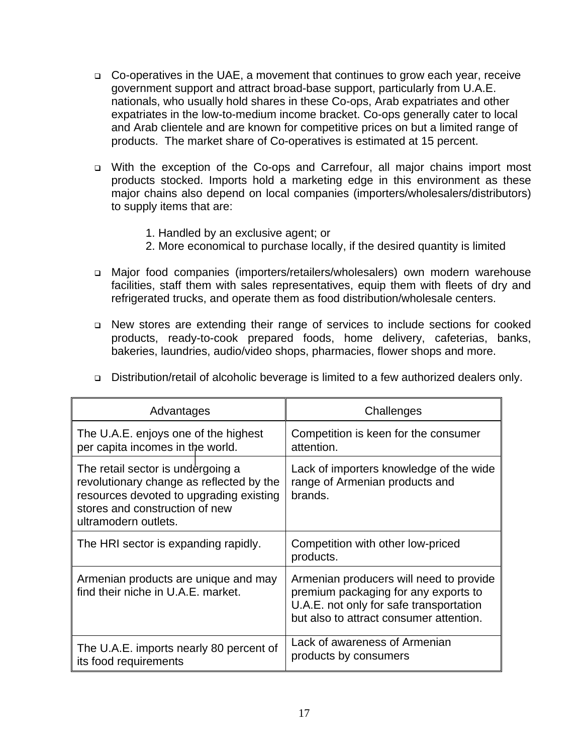- Co-operatives in the UAE, a movement that continues to grow each year, receive government support and attract broad-base support, particularly from U.A.E. nationals, who usually hold shares in these Co-ops, Arab expatriates and other expatriates in the low-to-medium income bracket. Co-ops generally cater to local and Arab clientele and are known for competitive prices on but a limited range of products. The market share of Co-operatives is estimated at 15 percent.

- With the exception of the Co-ops and Carrefour, all major chains import most products stocked. Imports hold a marketing edge in this environment as these major chains also depend on local companies (importers/wholesalers/distributors) to supply items that are:

  1. Handled by an exclusive agent; or
  2. More economical to purchase locally, if the desired quantity is limited

- Major food companies (importers/retailers/wholesalers) own modern warehouse facilities, staff them with sales representatives, equip them with fleets of dry and refrigerated trucks, and operate them as food distribution/wholesale centers.

- New stores are extending their range of services to include sections for cooked products, ready-to-cook prepared foods, home delivery, cafeterias, banks, bakeries, laundries, audio/video shops, pharmacies, flower shops and more.

- Distribution/retail of alcoholic beverage is limited to a few authorized dealers only.

| Advantages | Challenges |
|---|---|
| The U.A.E. enjoys one of the highest per capita incomes in the world. | Competition is keen for the consumer attention. |
| The retail sector is undergoing a revolutionary change as reflected by the resources devoted to upgrading existing stores and construction of new ultramodern outlets. | Lack of importers knowledge of the wide range of Armenian products and brands. |
| The HRI sector is expanding rapidly. | Competition with other low-priced products. |
| Armenian products are unique and may find their niche in U.A.E. market. | Armenian producers will need to provide premium packaging for any exports to U.A.E. not only for safe transportation but also to attract consumer attention. |
| The U.A.E. imports nearly 80 percent of its food requirements | Lack of awareness of Armenian products by consumers |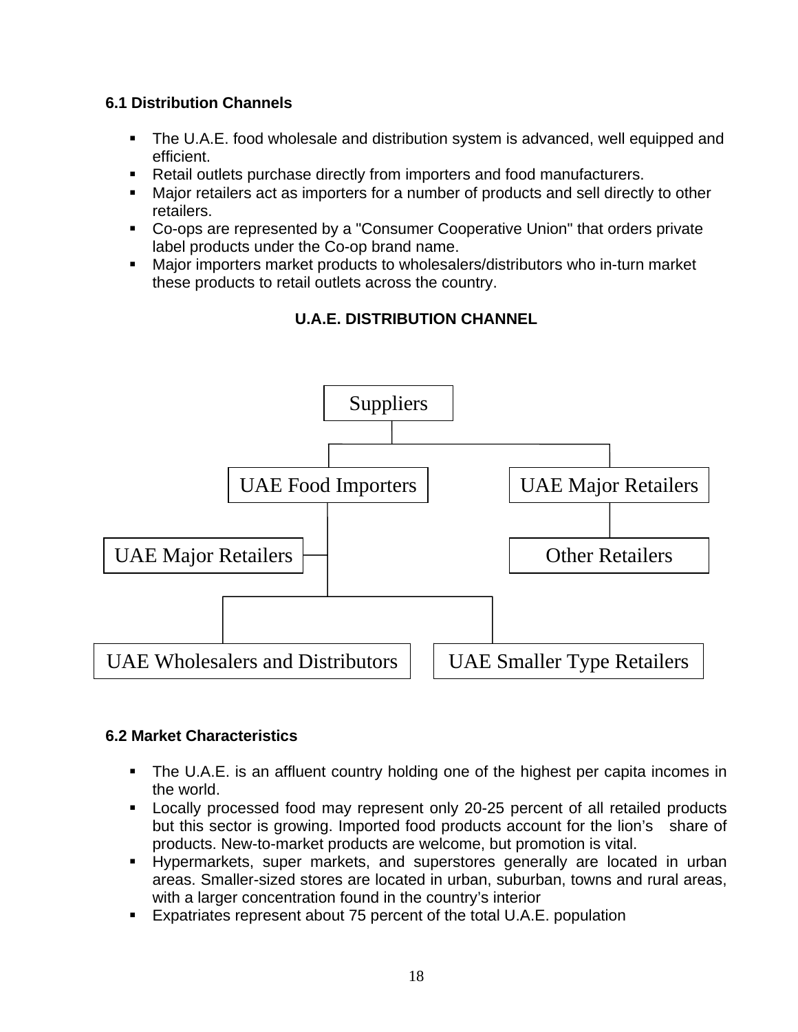### 6.1 Distribution Channels

- The U.A.E. food wholesale and distribution system is advanced, well equipped and efficient.
- Retail outlets purchase directly from importers and food manufacturers.
- Major retailers act as importers for a number of products and sell directly to other retailers.
- Co-ops are represented by a "Consumer Cooperative Union" that orders private label products under the Co-op brand name.
- Major importers market products to wholesalers/distributors who in-turn market these products to retail outlets across the country.

**U.A.E. DISTRIBUTION CHANNEL**

Suppliers

UAE Food Importers

UAE Major Retailers

UAE Major Retailers

Other Retailers

UAE Wholesalers and Distributors

UAE Smaller Type Retailers

### 6.2 Market Characteristics

- The U.A.E. is an affluent country holding one of the highest per capita incomes in the world.
- Locally processed food may represent only 20-25 percent of all retailed products but this sector is growing. Imported food products account for the lion's share of products. New-to-market products are welcome, but promotion is vital.
- Hypermarkets, super markets, and superstores generally are located in urban areas. Smaller-sized stores are located in urban, suburban, towns and rural areas, with a larger concentration found in the country's interior
- Expatriates represent about 75 percent of the total U.A.E. population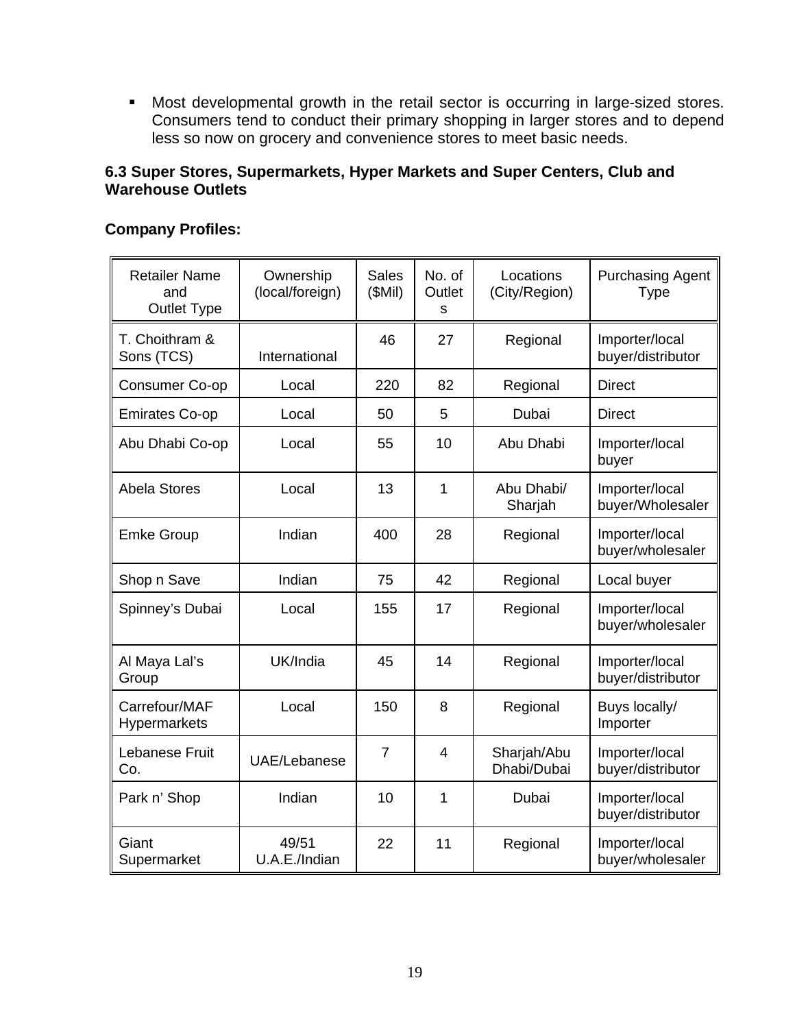- Most developmental growth in the retail sector is occurring in large-sized stores. Consumers tend to conduct their primary shopping in larger stores and to depend less so now on grocery and convenience stores to meet basic needs.

**6.3 Super Stores, Supermarkets, Hyper Markets and Super Centers, Club and Warehouse Outlets**

**Company Profiles:**

| Retailer Name and Outlet Type | Ownership (local/foreign) | Sales ($Mil) | No. of Outlets | Locations (City/Region) | Purchasing Agent Type |
|---|---|---|---|---|---|
| T. Choithram & Sons (TCS) | International | 46 | 27 | Regional | Importer/local buyer/distributor |
| Consumer Co-op | Local | 220 | 82 | Regional | Direct |
| Emirates Co-op | Local | 50 | 5 | Dubai | Direct |
| Abu Dhabi Co-op | Local | 55 | 10 | Abu Dhabi | Importer/local buyer |
| Abela Stores | Local | 13 | 1 | Abu Dhabi/ Sharjah | Importer/local buyer/Wholesaler |
| Emke Group | Indian | 400 | 28 | Regional | Importer/local buyer/wholesaler |
| Shop n Save | Indian | 75 | 42 | Regional | Local buyer |
| Spinney's Dubai | Local | 155 | 17 | Regional | Importer/local buyer/wholesaler |
| Al Maya Lal's Group | UK/India | 45 | 14 | Regional | Importer/local buyer/distributor |
| Carrefour/MAF Hypermarkets | Local | 150 | 8 | Regional | Buys locally/ Importer |
| Lebanese Fruit Co. | UAE/Lebanese | 7 | 4 | Sharjah/Abu Dhabi/Dubai | Importer/local buyer/distributor |
| Park n' Shop | Indian | 10 | 1 | Dubai | Importer/local buyer/distributor |
| Giant Supermarket | 49/51 U.A.E./Indian | 22 | 11 | Regional | Importer/local buyer/wholesaler |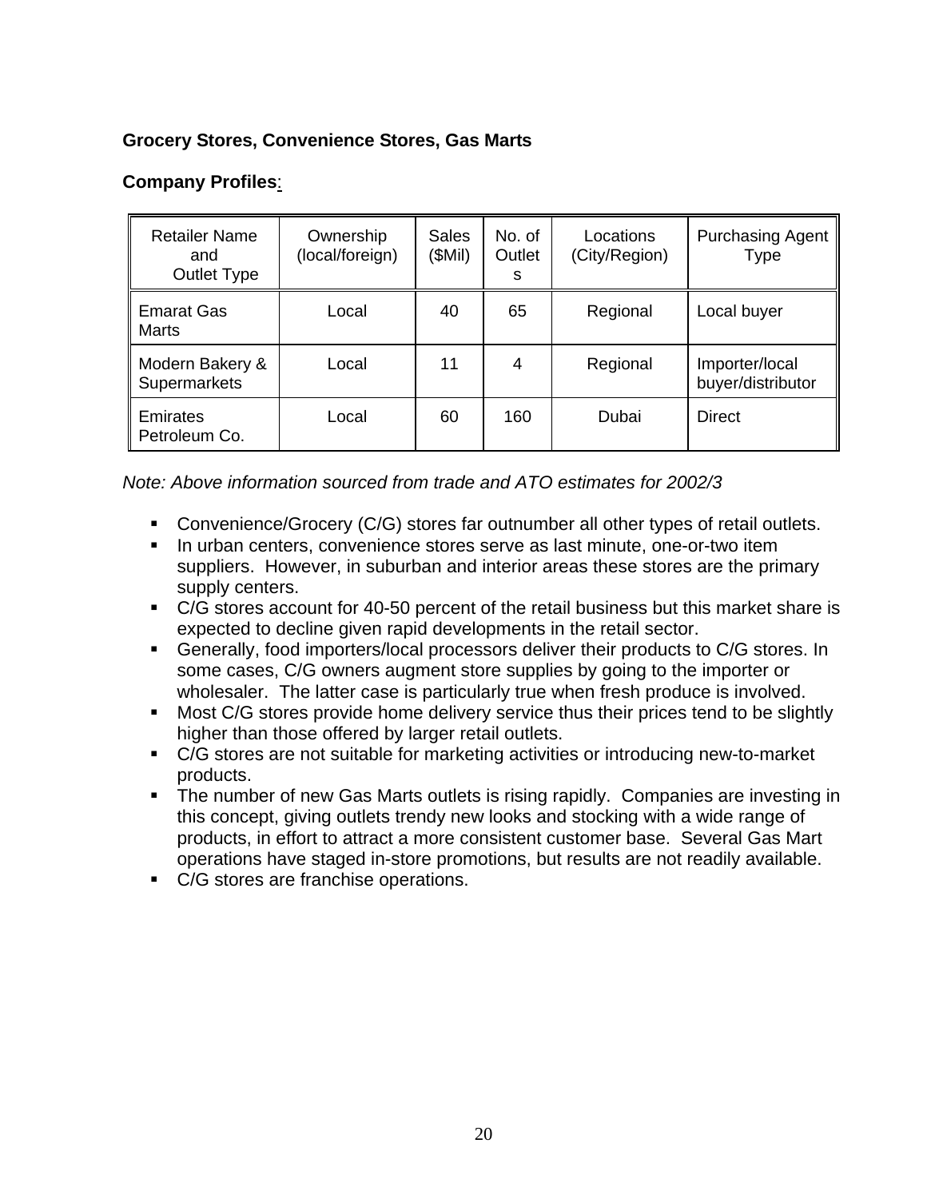**Grocery Stores, Convenience Stores, Gas Marts**

**Company Profiles**:

| Retailer Name and Outlet Type | Ownership (local/foreign) | Sales ($Mil) | No. of Outlets | Locations (City/Region) | Purchasing Agent Type |
|---|---|---|---|---|---|
| Emarat Gas Marts | Local | 40 | 65 | Regional | Local buyer |
| Modern Bakery & Supermarkets | Local | 11 | 4 | Regional | Importer/local buyer/distributor |
| Emirates Petroleum Co. | Local | 60 | 160 | Dubai | Direct |

*Note: Above information sourced from trade and ATO estimates for 2002/3*

- Convenience/Grocery (C/G) stores far outnumber all other types of retail outlets.
- In urban centers, convenience stores serve as last minute, one-or-two item suppliers. However, in suburban and interior areas these stores are the primary supply centers.
- C/G stores account for 40-50 percent of the retail business but this market share is expected to decline given rapid developments in the retail sector.
- Generally, food importers/local processors deliver their products to C/G stores. In some cases, C/G owners augment store supplies by going to the importer or wholesaler. The latter case is particularly true when fresh produce is involved.
- Most C/G stores provide home delivery service thus their prices tend to be slightly higher than those offered by larger retail outlets.
- C/G stores are not suitable for marketing activities or introducing new-to-market products.
- The number of new Gas Marts outlets is rising rapidly. Companies are investing in this concept, giving outlets trendy new looks and stocking with a wide range of products, in effort to attract a more consistent customer base. Several Gas Mart operations have staged in-store promotions, but results are not readily available.
- C/G stores are franchise operations.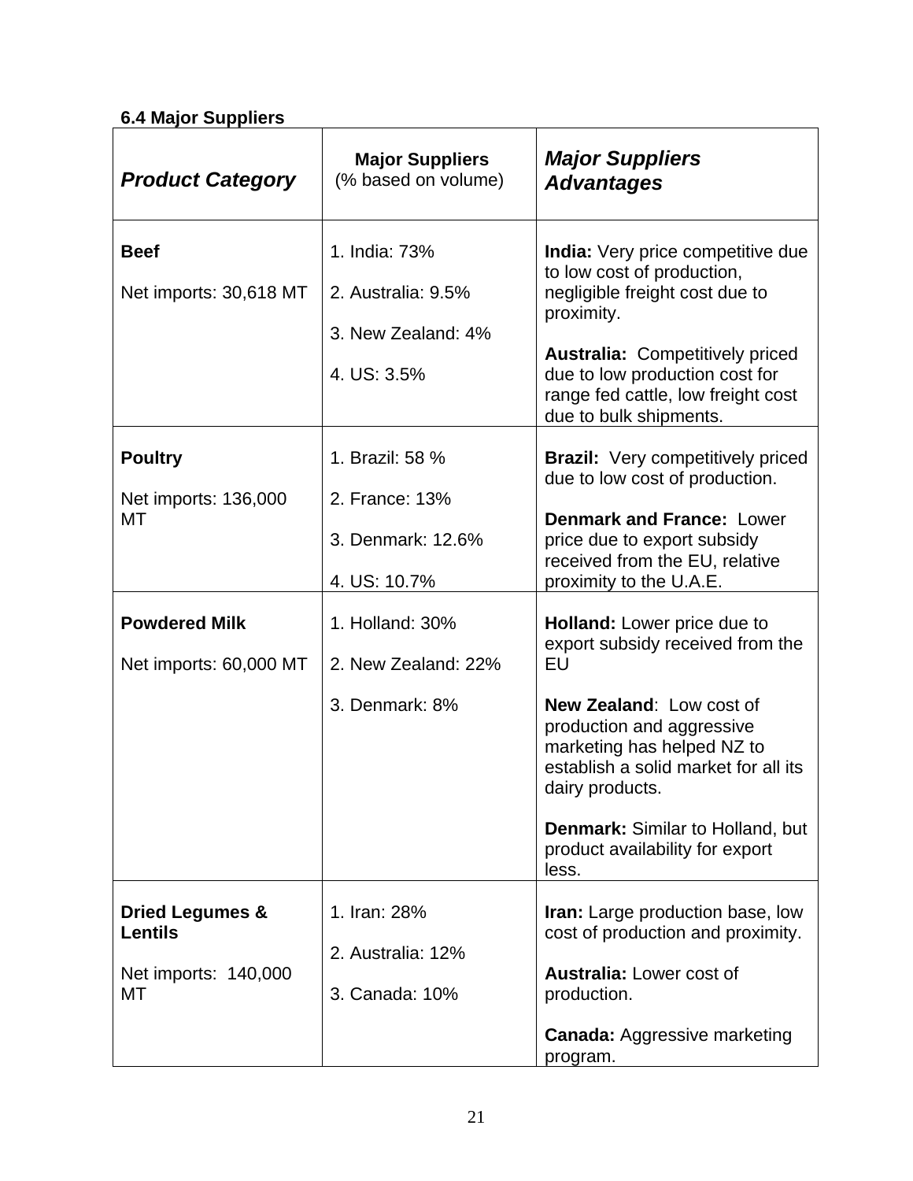**6.4 Major Suppliers**

| ***Product Category*** | **Major Suppliers** (% based on volume) | ***Major Suppliers Advantages*** |
|---|---|---|
| **Beef**<br><br>Net imports: 30,618 MT | 1. India: 73%<br><br>2. Australia: 9.5%<br><br>3. New Zealand: 4%<br><br>4. US: 3.5% | **India:** Very price competitive due to low cost of production, negligible freight cost due to proximity.<br><br>**Australia:** Competitively priced due to low production cost for range fed cattle, low freight cost due to bulk shipments. |
| **Poultry**<br><br>Net imports: 136,000 MT | 1. Brazil: 58 %<br><br>2. France: 13%<br><br>3. Denmark: 12.6%<br><br>4. US: 10.7% | **Brazil:** Very competitively priced due to low cost of production.<br><br>**Denmark and France:** Lower price due to export subsidy received from the EU, relative proximity to the U.A.E. |
| **Powdered Milk**<br><br>Net imports: 60,000 MT | 1. Holland: 30%<br><br>2. New Zealand: 22%<br><br>3. Denmark: 8% | **Holland:** Lower price due to export subsidy received from the EU<br><br>**New Zealand**: Low cost of production and aggressive marketing has helped NZ to establish a solid market for all its dairy products.<br><br>**Denmark:** Similar to Holland, but product availability for export less. |
| **Dried Legumes & Lentils**<br><br>Net imports: 140,000 MT | 1. Iran: 28%<br><br>2. Australia: 12%<br><br>3. Canada: 10% | **Iran:** Large production base, low cost of production and proximity.<br><br>**Australia:** Lower cost of production.<br><br>**Canada:** Aggressive marketing program. |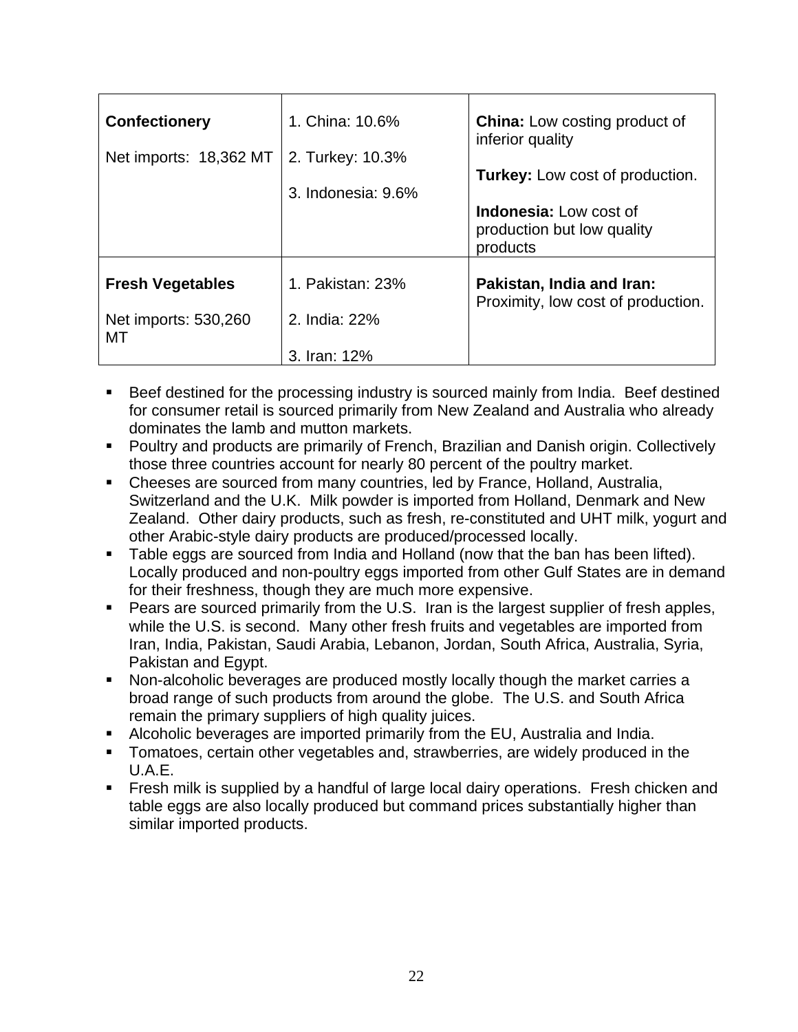| **Confectionery**<br><br>Net imports: 18,362 MT | 1. China: 10.6%<br><br>2. Turkey: 10.3%<br><br>3. Indonesia: 9.6% | **China:** Low costing product of inferior quality<br><br>**Turkey:** Low cost of production.<br><br>**Indonesia:** Low cost of production but low quality products |
|---|---|---|
| **Fresh Vegetables**<br><br>Net imports: 530,260 MT | 1. Pakistan: 23%<br><br>2. India: 22%<br><br>3. Iran: 12% | **Pakistan, India and Iran:** Proximity, low cost of production. |

- Beef destined for the processing industry is sourced mainly from India. Beef destined for consumer retail is sourced primarily from New Zealand and Australia who already dominates the lamb and mutton markets.
- Poultry and products are primarily of French, Brazilian and Danish origin. Collectively those three countries account for nearly 80 percent of the poultry market.
- Cheeses are sourced from many countries, led by France, Holland, Australia, Switzerland and the U.K. Milk powder is imported from Holland, Denmark and New Zealand. Other dairy products, such as fresh, re-constituted and UHT milk, yogurt and other Arabic-style dairy products are produced/processed locally.
- Table eggs are sourced from India and Holland (now that the ban has been lifted). Locally produced and non-poultry eggs imported from other Gulf States are in demand for their freshness, though they are much more expensive.
- Pears are sourced primarily from the U.S. Iran is the largest supplier of fresh apples, while the U.S. is second. Many other fresh fruits and vegetables are imported from Iran, India, Pakistan, Saudi Arabia, Lebanon, Jordan, South Africa, Australia, Syria, Pakistan and Egypt.
- Non-alcoholic beverages are produced mostly locally though the market carries a broad range of such products from around the globe. The U.S. and South Africa remain the primary suppliers of high quality juices.
- Alcoholic beverages are imported primarily from the EU, Australia and India.
- Tomatoes, certain other vegetables and, strawberries, are widely produced in the U.A.E.
- Fresh milk is supplied by a handful of large local dairy operations. Fresh chicken and table eggs are also locally produced but command prices substantially higher than similar imported products.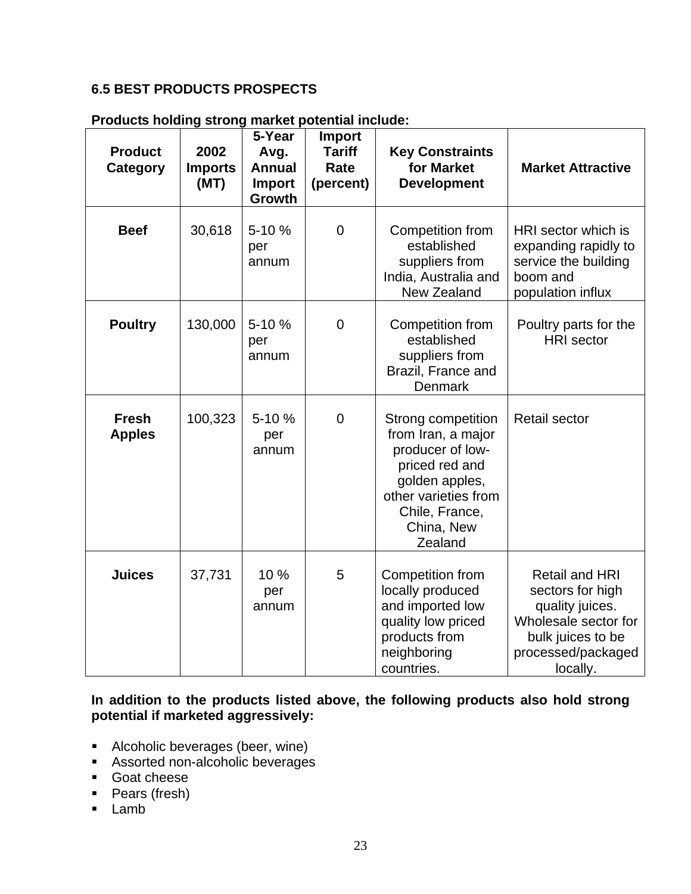### 6.5 BEST PRODUCTS PROSPECTS

**Products holding strong market potential include:**

| Product Category | 2002 Imports (MT) | 5-Year Avg. Annual Import Growth | Import Tariff Rate (percent) | Key Constraints for Market Development | Market Attractive |
|---|---|---|---|---|---|
| **Beef** | 30,618 | 5-10 % per annum | 0 | Competition from established suppliers from India, Australia and New Zealand | HRI sector which is expanding rapidly to service the building boom and population influx |
| **Poultry** | 130,000 | 5-10 % per annum | 0 | Competition from established suppliers from Brazil, France and Denmark | Poultry parts for the HRI sector |
| **Fresh Apples** | 100,323 | 5-10 % per annum | 0 | Strong competition from Iran, a major producer of low-priced red and golden apples, other varieties from Chile, France, China, New Zealand | Retail sector |
| **Juices** | 37,731 | 10 % per annum | 5 | Competition from locally produced and imported low quality low priced products from neighboring countries. | Retail and HRI sectors for high quality juices. Wholesale sector for bulk juices to be processed/packaged locally. |

**In addition to the products listed above, the following products also hold strong potential if marketed aggressively:**

- Alcoholic beverages (beer, wine)
- Assorted non-alcoholic beverages
- Goat cheese
- Pears (fresh)
- Lamb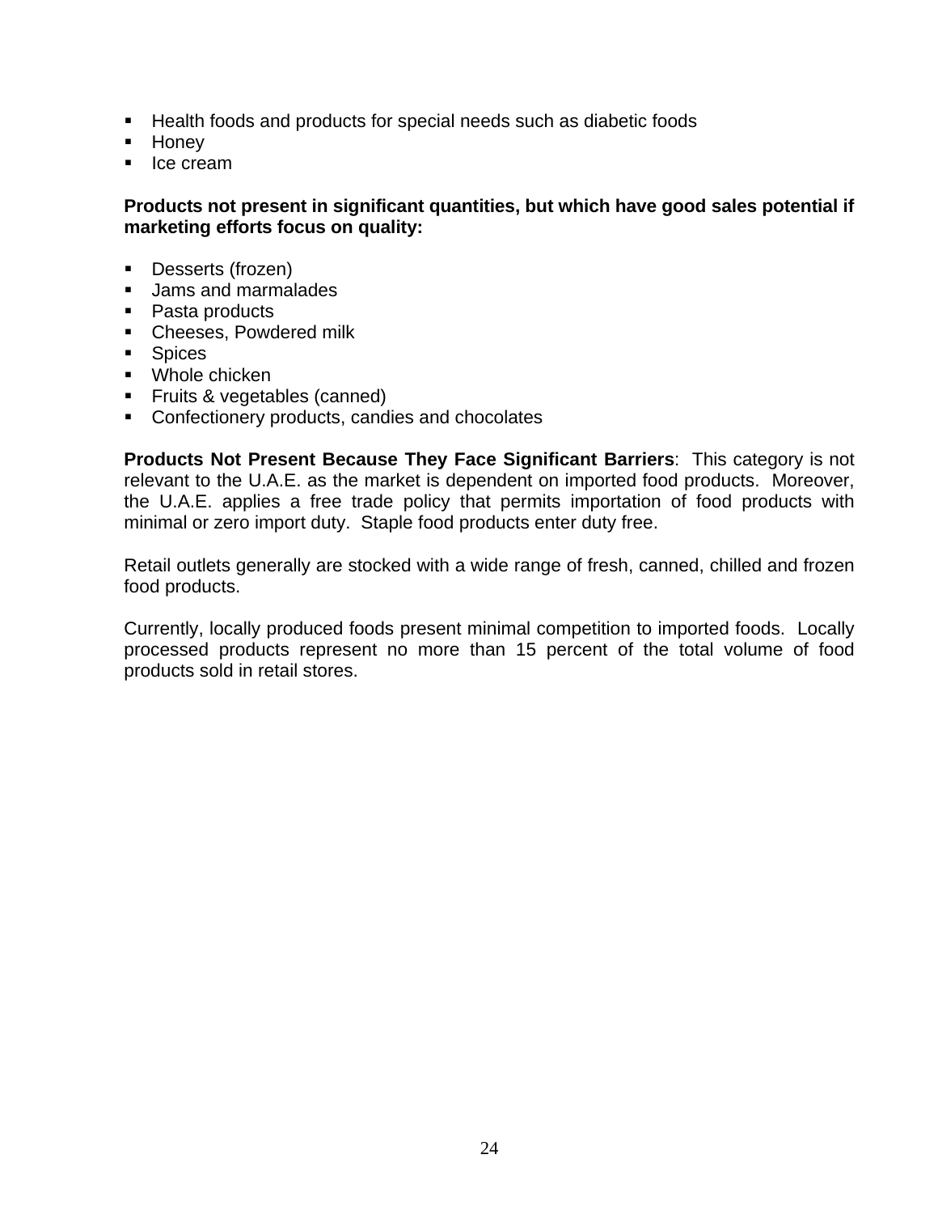- Health foods and products for special needs such as diabetic foods
- Honey
- Ice cream

**Products not present in significant quantities, but which have good sales potential if marketing efforts focus on quality:**

- Desserts (frozen)
- Jams and marmalades
- Pasta products
- Cheeses, Powdered milk
- Spices
- Whole chicken
- Fruits & vegetables (canned)
- Confectionery products, candies and chocolates

**Products Not Present Because They Face Significant Barriers**: This category is not relevant to the U.A.E. as the market is dependent on imported food products. Moreover, the U.A.E. applies a free trade policy that permits importation of food products with minimal or zero import duty. Staple food products enter duty free.

Retail outlets generally are stocked with a wide range of fresh, canned, chilled and frozen food products.

Currently, locally produced foods present minimal competition to imported foods. Locally processed products represent no more than 15 percent of the total volume of food products sold in retail stores.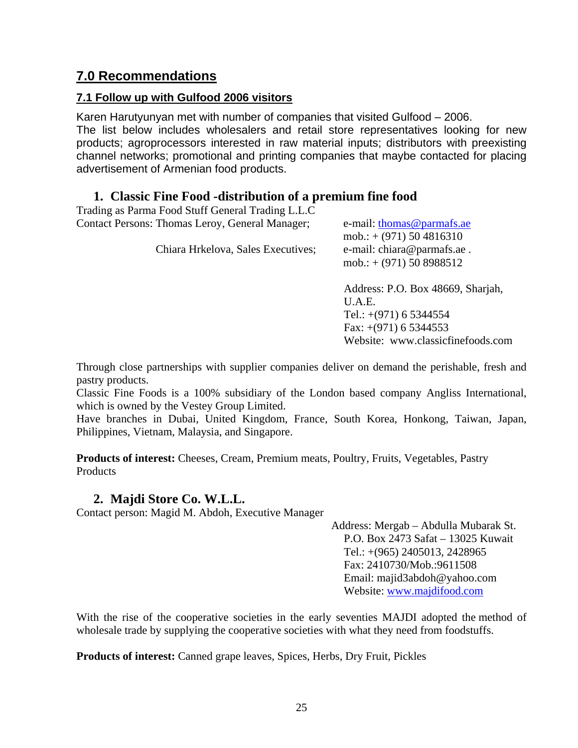## 7.0 Recommendations

### 7.1 Follow up with Gulfood 2006 visitors

Karen Harutyunyan met with number of companies that visited Gulfood – 2006.
The list below includes wholesalers and retail store representatives looking for new products; agroprocessors interested in raw material inputs; distributors with preexisting channel networks; promotional and printing companies that maybe contacted for placing advertisement of Armenian food products.

#### 1. Classic Fine Food -distribution of a premium fine food

Trading as Parma Food Stuff General Trading L.L.C

Contact Persons: Thomas Leroy, General Manager; e-mail: thomas@parmafs.ae
mob.: + (971) 50 4816310

Chiara Hrkelova, Sales Executives; e-mail: chiara@parmafs.ae .
mob.: + (971) 50 8988512

Address: P.O. Box 48669, Sharjah, U.A.E.
Tel.: +(971) 6 5344554
Fax: +(971) 6 5344553
Website: www.classicfinefoods.com

Through close partnerships with supplier companies deliver on demand the perishable, fresh and pastry products.
Classic Fine Foods is a 100% subsidiary of the London based company Angliss International, which is owned by the Vestey Group Limited.
Have branches in Dubai, United Kingdom, France, South Korea, Honkong, Taiwan, Japan, Philippines, Vietnam, Malaysia, and Singapore.

**Products of interest:** Cheeses, Cream, Premium meats, Poultry, Fruits, Vegetables, Pastry Products

#### 2. Majdi Store Co. W.L.L.

Contact person: Magid M. Abdoh, Executive Manager

Address: Mergab – Abdulla Mubarak St.
P.O. Box 2473 Safat – 13025 Kuwait
Tel.: +(965) 2405013, 2428965
Fax: 2410730/Mob.:9611508
Email: majid3abdoh@yahoo.com
Website: www.majdifood.com

With the rise of the cooperative societies in the early seventies MAJDI adopted the method of wholesale trade by supplying the cooperative societies with what they need from foodstuffs.

**Products of interest:** Canned grape leaves, Spices, Herbs, Dry Fruit, Pickles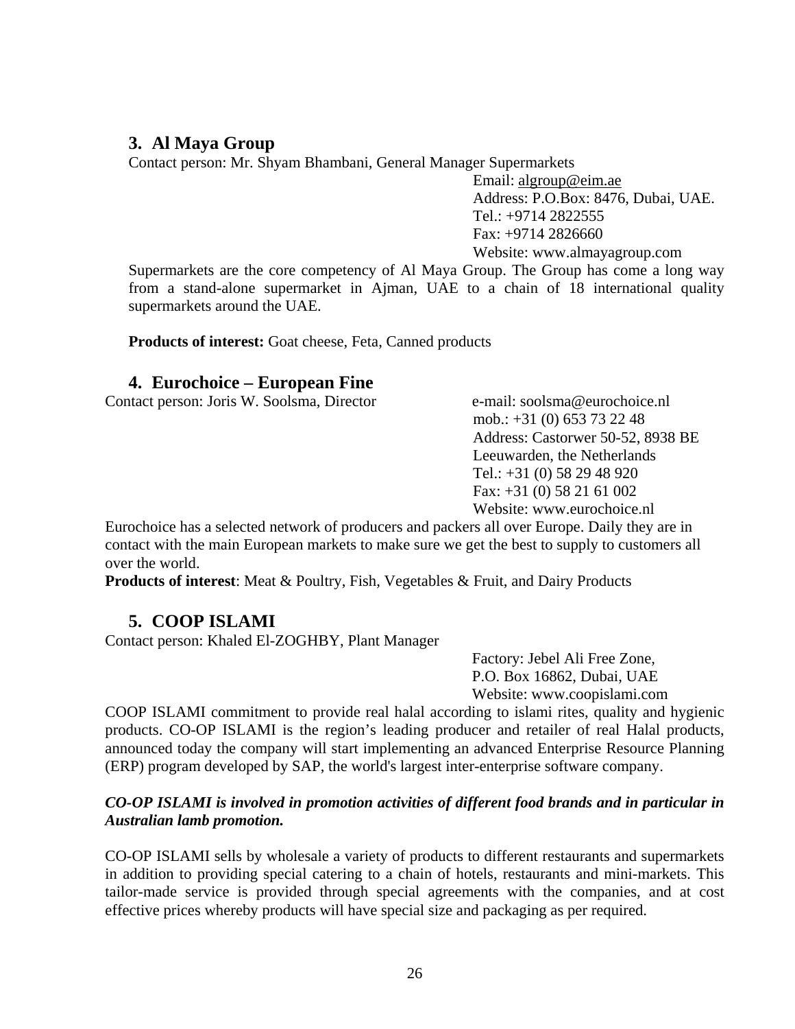### 3. Al Maya Group

Contact person: Mr. Shyam Bhambani, General Manager Supermarkets

Email: algroup@eim.ae
Address: P.O.Box: 8476, Dubai, UAE.
Tel.: +9714 2822555
Fax: +9714 2826660
Website: www.almayagroup.com

Supermarkets are the core competency of Al Maya Group. The Group has come a long way from a stand-alone supermarket in Ajman, UAE to a chain of 18 international quality supermarkets around the UAE.

**Products of interest:** Goat cheese, Feta, Canned products

### 4. Eurochoice – European Fine

Contact person: Joris W. Soolsma, Director

e-mail: soolsma@eurochoice.nl
mob.: +31 (0) 653 73 22 48
Address: Castorwer 50-52, 8938 BE Leeuwarden, the Netherlands
Tel.: +31 (0) 58 29 48 920
Fax: +31 (0) 58 21 61 002
Website: www.eurochoice.nl

Eurochoice has a selected network of producers and packers all over Europe. Daily they are in contact with the main European markets to make sure we get the best to supply to customers all over the world.

**Products of interest**: Meat & Poultry, Fish, Vegetables & Fruit, and Dairy Products

### 5. COOP ISLAMI

Contact person: Khaled El-ZOGHBY, Plant Manager

Factory: Jebel Ali Free Zone,
P.O. Box 16862, Dubai, UAE
Website: www.coopislami.com

COOP ISLAMI commitment to provide real halal according to islami rites, quality and hygienic products. CO-OP ISLAMI is the region's leading producer and retailer of real Halal products, announced today the company will start implementing an advanced Enterprise Resource Planning (ERP) program developed by SAP, the world's largest inter-enterprise software company.

***CO-OP ISLAMI is involved in promotion activities of different food brands and in particular in Australian lamb promotion.***

CO-OP ISLAMI sells by wholesale a variety of products to different restaurants and supermarkets in addition to providing special catering to a chain of hotels, restaurants and mini-markets. This tailor-made service is provided through special agreements with the companies, and at cost effective prices whereby products will have special size and packaging as per required.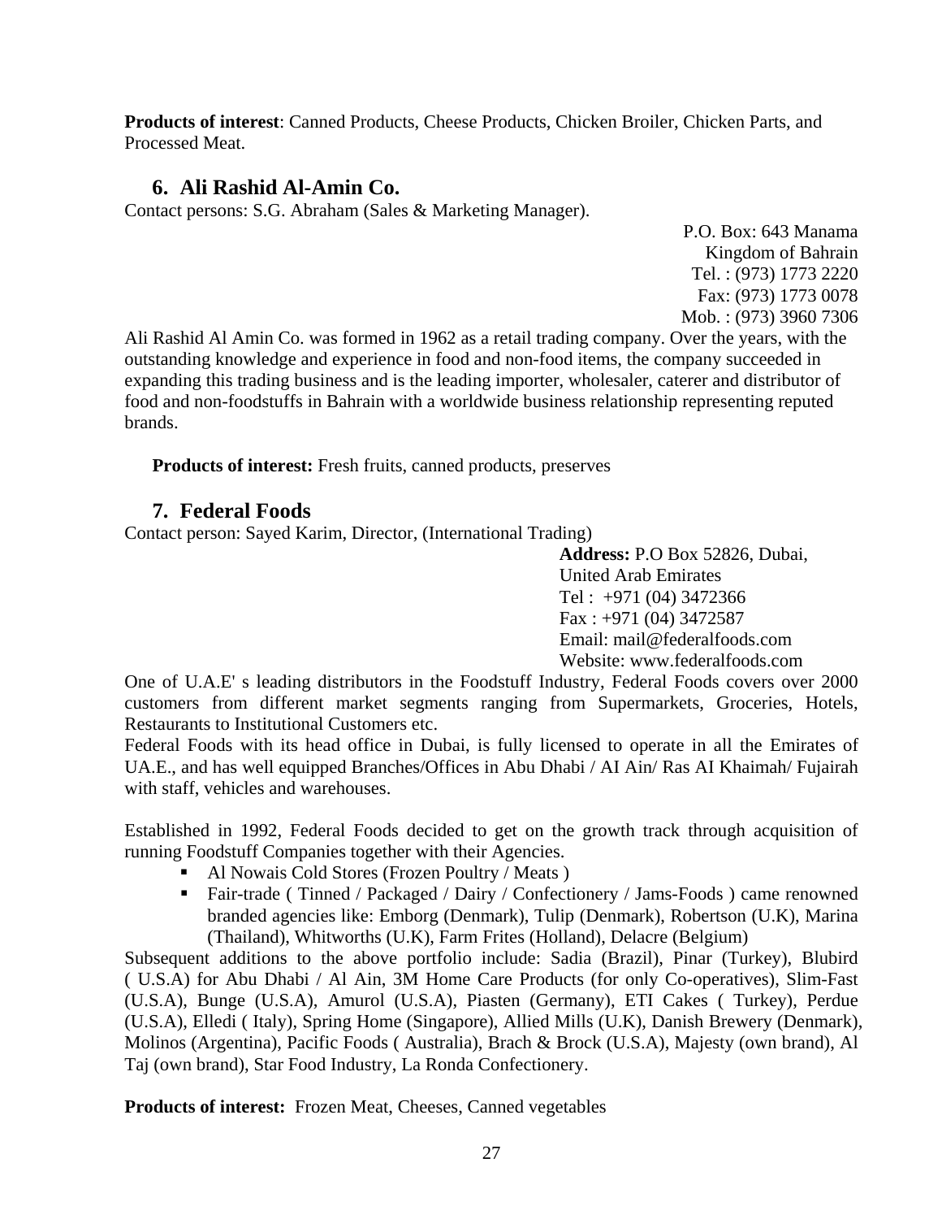**Products of interest**: Canned Products, Cheese Products, Chicken Broiler, Chicken Parts, and Processed Meat.

### 6. Ali Rashid Al-Amin Co.

Contact persons: S.G. Abraham (Sales & Marketing Manager).

P.O. Box: 643 Manama
Kingdom of Bahrain
Tel. : (973) 1773 2220
Fax: (973) 1773 0078
Mob. : (973) 3960 7306

Ali Rashid Al Amin Co. was formed in 1962 as a retail trading company. Over the years, with the outstanding knowledge and experience in food and non-food items, the company succeeded in expanding this trading business and is the leading importer, wholesaler, caterer and distributor of food and non-foodstuffs in Bahrain with a worldwide business relationship representing reputed brands.

**Products of interest:** Fresh fruits, canned products, preserves

### 7. Federal Foods

Contact person: Sayed Karim, Director, (International Trading)

**Address:** P.O Box 52826, Dubai,
United Arab Emirates
Tel : +971 (04) 3472366
Fax : +971 (04) 3472587
Email: mail@federalfoods.com
Website: www.federalfoods.com

One of U.A.E' s leading distributors in the Foodstuff Industry, Federal Foods covers over 2000 customers from different market segments ranging from Supermarkets, Groceries, Hotels, Restaurants to Institutional Customers etc.

Federal Foods with its head office in Dubai, is fully licensed to operate in all the Emirates of UA.E., and has well equipped Branches/Offices in Abu Dhabi / AI Ain/ Ras AI Khaimah/ Fujairah with staff, vehicles and warehouses.

Established in 1992, Federal Foods decided to get on the growth track through acquisition of running Foodstuff Companies together with their Agencies.

- Al Nowais Cold Stores (Frozen Poultry / Meats )
- Fair-trade ( Tinned / Packaged / Dairy / Confectionery / Jams-Foods ) came renowned branded agencies like: Emborg (Denmark), Tulip (Denmark), Robertson (U.K), Marina (Thailand), Whitworths (U.K), Farm Frites (Holland), Delacre (Belgium)

Subsequent additions to the above portfolio include: Sadia (Brazil), Pinar (Turkey), Blubird ( U.S.A) for Abu Dhabi / Al Ain, 3M Home Care Products (for only Co-operatives), Slim-Fast (U.S.A), Bunge (U.S.A), Amurol (U.S.A), Piasten (Germany), ETI Cakes ( Turkey), Perdue (U.S.A), Elledi ( Italy), Spring Home (Singapore), Allied Mills (U.K), Danish Brewery (Denmark), Molinos (Argentina), Pacific Foods ( Australia), Brach & Brock (U.S.A), Majesty (own brand), Al Taj (own brand), Star Food Industry, La Ronda Confectionery.

**Products of interest:** Frozen Meat, Cheeses, Canned vegetables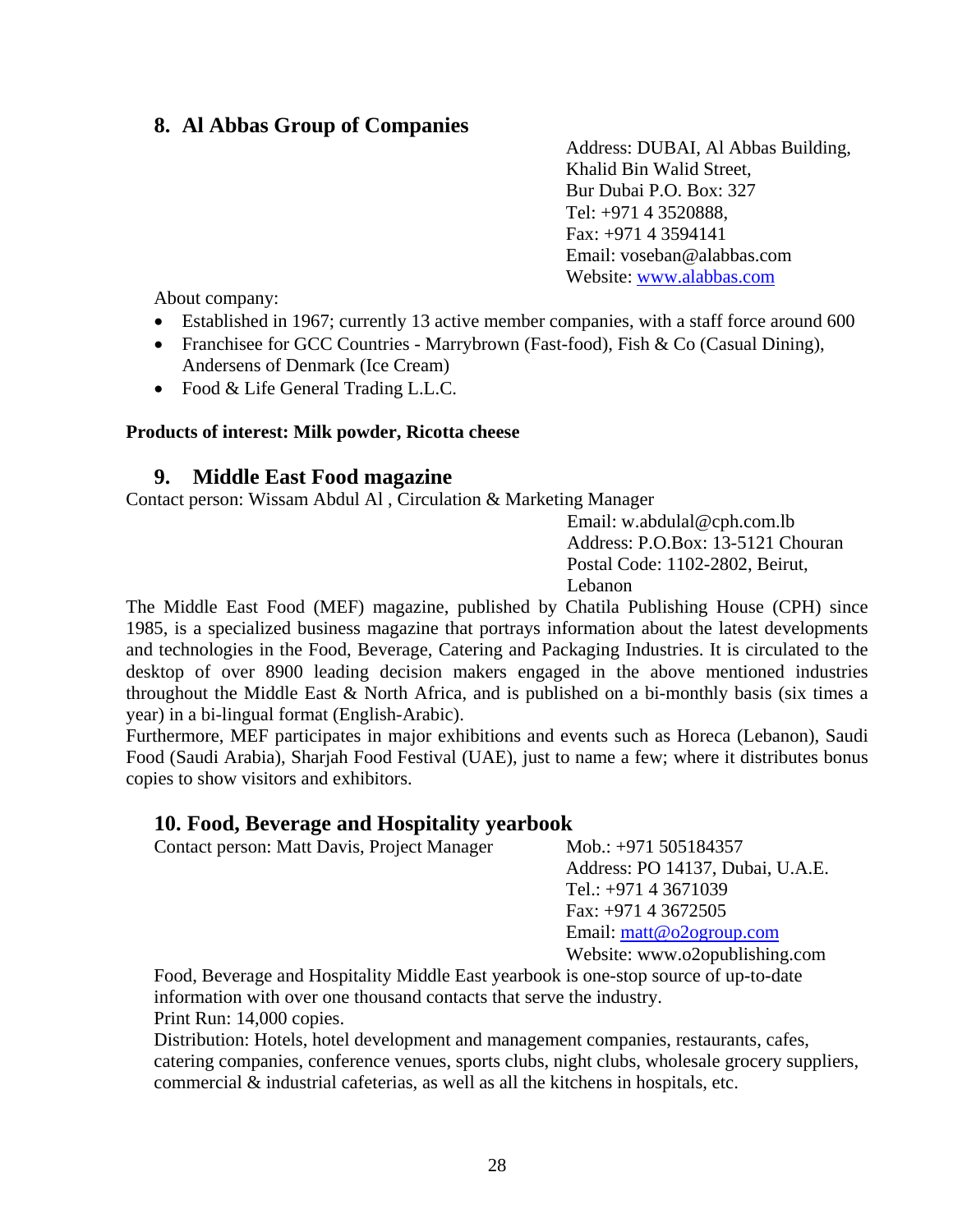## 8. Al Abbas Group of Companies

Address: DUBAI, Al Abbas Building,
Khalid Bin Walid Street,
Bur Dubai P.O. Box: 327
Tel: +971 4 3520888,
Fax: +971 4 3594141
Email: voseban@alabbas.com
Website: www.alabbas.com

About company:

- Established in 1967; currently 13 active member companies, with a staff force around 600
- Franchisee for GCC Countries - Marrybrown (Fast-food), Fish & Co (Casual Dining), Andersens of Denmark (Ice Cream)
- Food & Life General Trading L.L.C.

**Products of interest: Milk powder, Ricotta cheese**

## 9. Middle East Food magazine

Contact person: Wissam Abdul Al , Circulation & Marketing Manager

Email: w.abdulal@cph.com.lb
Address: P.O.Box: 13-5121 Chouran
Postal Code: 1102-2802, Beirut, Lebanon

The Middle East Food (MEF) magazine, published by Chatila Publishing House (CPH) since 1985, is a specialized business magazine that portrays information about the latest developments and technologies in the Food, Beverage, Catering and Packaging Industries. It is circulated to the desktop of over 8900 leading decision makers engaged in the above mentioned industries throughout the Middle East & North Africa, and is published on a bi-monthly basis (six times a year) in a bi-lingual format (English-Arabic).

Furthermore, MEF participates in major exhibitions and events such as Horeca (Lebanon), Saudi Food (Saudi Arabia), Sharjah Food Festival (UAE), just to name a few; where it distributes bonus copies to show visitors and exhibitors.

## 10. Food, Beverage and Hospitality yearbook

Contact person: Matt Davis, Project Manager

Mob.: +971 505184357
Address: PO 14137, Dubai, U.A.E.
Tel.: +971 4 3671039
Fax: +971 4 3672505
Email: matt@o2ogroup.com
Website: www.o2opublishing.com

Food, Beverage and Hospitality Middle East yearbook is one-stop source of up-to-date information with over one thousand contacts that serve the industry.

Print Run: 14,000 copies.

Distribution: Hotels, hotel development and management companies, restaurants, cafes, catering companies, conference venues, sports clubs, night clubs, wholesale grocery suppliers, commercial & industrial cafeterias, as well as all the kitchens in hospitals, etc.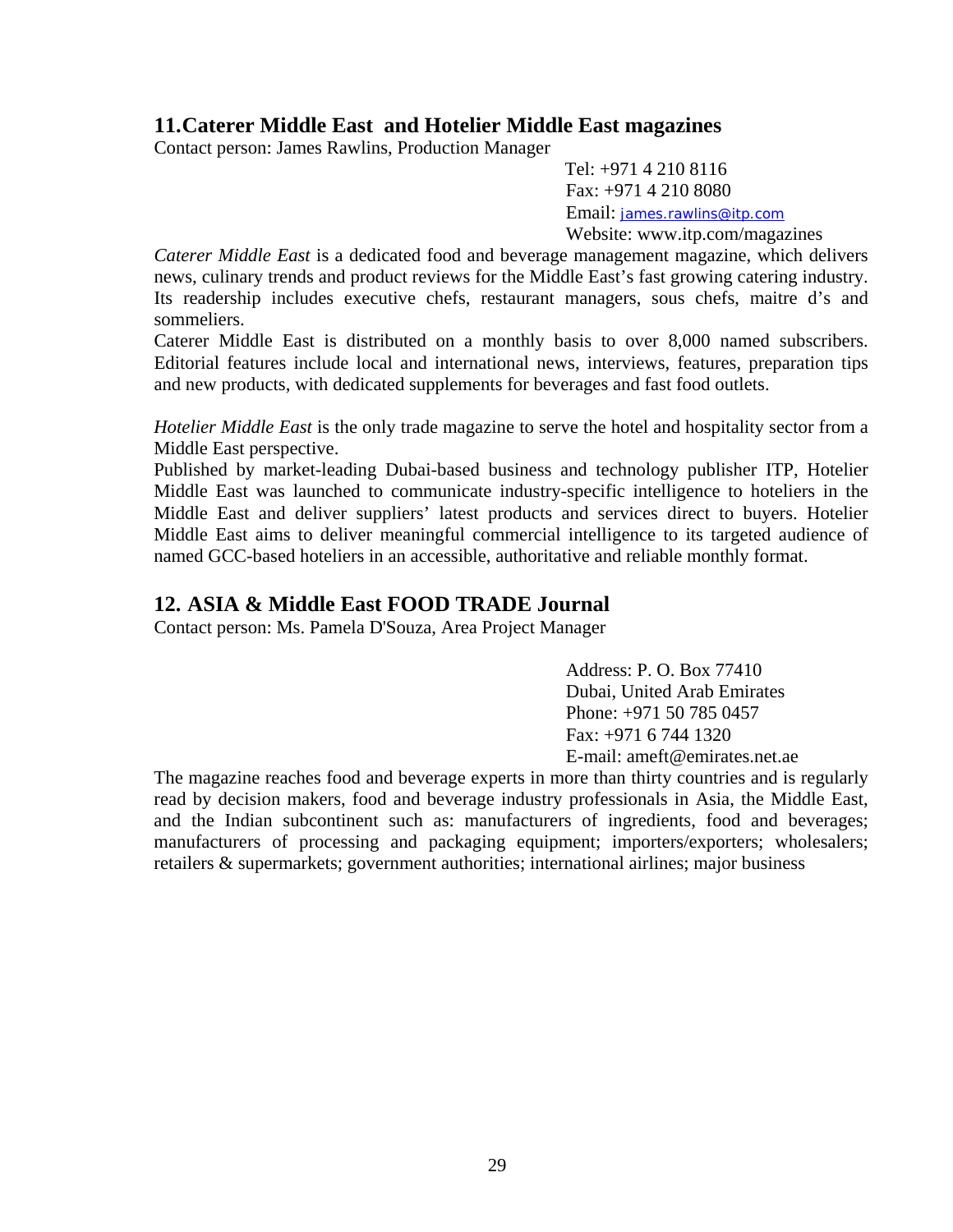## 11.Caterer Middle East and Hotelier Middle East magazines

Contact person: James Rawlins, Production Manager

Tel: +971 4 210 8116
Fax: +971 4 210 8080
Email: james.rawlins@itp.com
Website: www.itp.com/magazines

*Caterer Middle East* is a dedicated food and beverage management magazine, which delivers news, culinary trends and product reviews for the Middle East's fast growing catering industry. Its readership includes executive chefs, restaurant managers, sous chefs, maitre d's and sommeliers.

Caterer Middle East is distributed on a monthly basis to over 8,000 named subscribers. Editorial features include local and international news, interviews, features, preparation tips and new products, with dedicated supplements for beverages and fast food outlets.

*Hotelier Middle East* is the only trade magazine to serve the hotel and hospitality sector from a Middle East perspective.

Published by market-leading Dubai-based business and technology publisher ITP, Hotelier Middle East was launched to communicate industry-specific intelligence to hoteliers in the Middle East and deliver suppliers' latest products and services direct to buyers. Hotelier Middle East aims to deliver meaningful commercial intelligence to its targeted audience of named GCC-based hoteliers in an accessible, authoritative and reliable monthly format.

## 12. ASIA & Middle East FOOD TRADE Journal

Contact person: Ms. Pamela D'Souza, Area Project Manager

Address: P. O. Box 77410
Dubai, United Arab Emirates
Phone: +971 50 785 0457
Fax: +971 6 744 1320
E-mail: ameft@emirates.net.ae

The magazine reaches food and beverage experts in more than thirty countries and is regularly read by decision makers, food and beverage industry professionals in Asia, the Middle East, and the Indian subcontinent such as: manufacturers of ingredients, food and beverages; manufacturers of processing and packaging equipment; importers/exporters; wholesalers; retailers & supermarkets; government authorities; international airlines; major business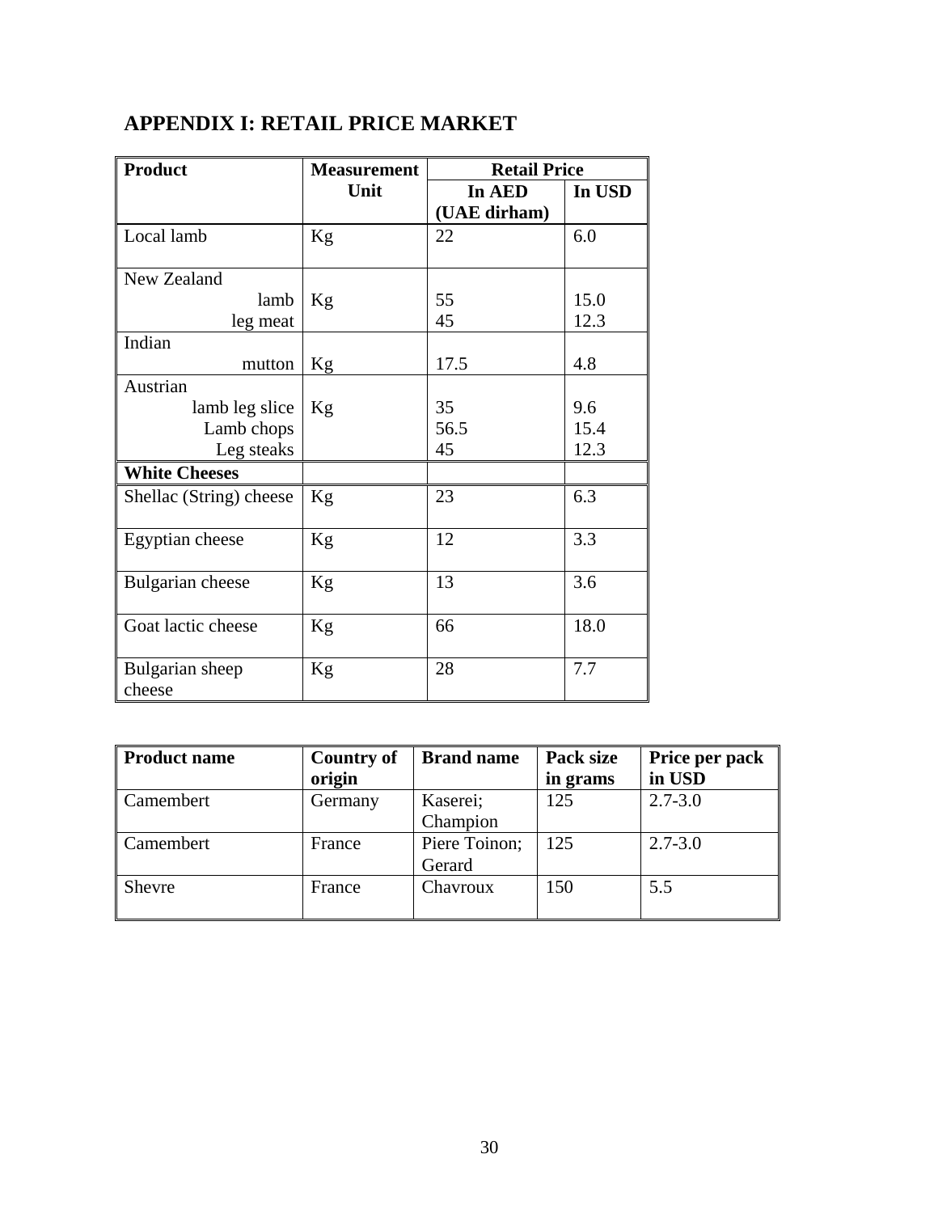## APPENDIX I: RETAIL PRICE MARKET

| Product | Measurement Unit | Retail Price | |
|---|---|---|---|
| | | In AED (UAE dirham) | In USD |
| Local lamb | Kg | 22 | 6.0 |
| New Zealand | | | |
| lamb | Kg | 55 | 15.0 |
| leg meat | | 45 | 12.3 |
| Indian | | | |
| mutton | Kg | 17.5 | 4.8 |
| Austrian | | | |
| lamb leg slice | Kg | 35 | 9.6 |
| Lamb chops | | 56.5 | 15.4 |
| Leg steaks | | 45 | 12.3 |
| **White Cheeses** | | | |
| Shellac (String) cheese | Kg | 23 | 6.3 |
| Egyptian cheese | Kg | 12 | 3.3 |
| Bulgarian cheese | Kg | 13 | 3.6 |
| Goat lactic cheese | Kg | 66 | 18.0 |
| Bulgarian sheep cheese | Kg | 28 | 7.7 |

| Product name | Country of origin | Brand name | Pack size in grams | Price per pack in USD |
|---|---|---|---|---|
| Camembert | Germany | Kaserei; Champion | 125 | 2.7-3.0 |
| Camembert | France | Piere Toinon; Gerard | 125 | 2.7-3.0 |
| Shevre | France | Chavroux | 150 | 5.5 |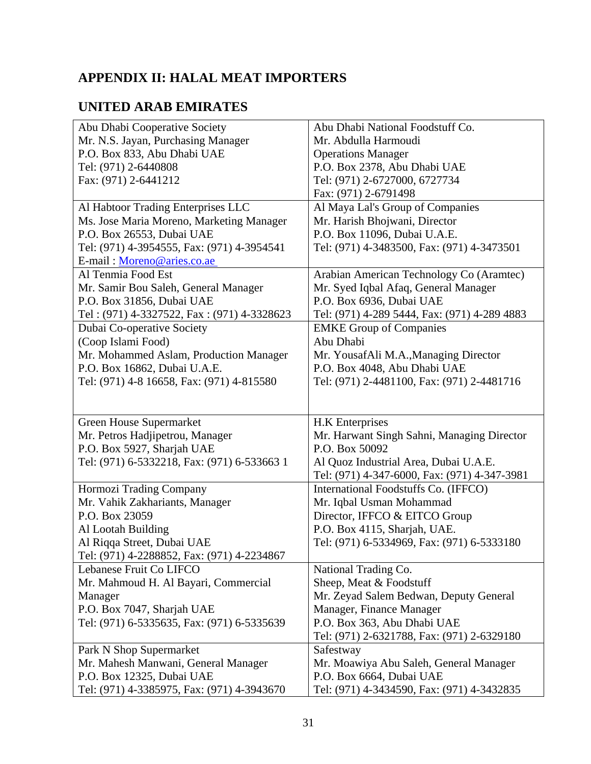## APPENDIX II: HALAL MEAT IMPORTERS

## UNITED ARAB EMIRATES

| | |
|---|---|
| Abu Dhabi Cooperative Society<br>Mr. N.S. Jayan, Purchasing Manager<br>P.O. Box 833, Abu Dhabi UAE<br>Tel: (971) 2-6440808<br>Fax: (971) 2-6441212 | Abu Dhabi National Foodstuff Co.<br>Mr. Abdulla Harmoudi<br>Operations Manager<br>P.O. Box 2378, Abu Dhabi UAE<br>Tel: (971) 2-6727000, 6727734<br>Fax: (971) 2-6791498 |
| Al Habtoor Trading Enterprises LLC<br>Ms. Jose Maria Moreno, Marketing Manager<br>P.O. Box 26553, Dubai UAE<br>Tel: (971) 4-3954555, Fax: (971) 4-3954541<br>E-mail : Moreno@aries.co.ae | Al Maya Lal's Group of Companies<br>Mr. Harish Bhojwani, Director<br>P.O. Box 11096, Dubai U.A.E.<br>Tel: (971) 4-3483500, Fax: (971) 4-3473501 |
| Al Tenmia Food Est<br>Mr. Samir Bou Saleh, General Manager<br>P.O. Box 31856, Dubai UAE<br>Tel : (971) 4-3327522, Fax : (971) 4-3328623 | Arabian American Technology Co (Aramtec)<br>Mr. Syed Iqbal Afaq, General Manager<br>P.O. Box 6936, Dubai UAE<br>Tel: (971) 4-289 5444, Fax: (971) 4-289 4883 |
| Dubai Co-operative Society<br>(Coop Islami Food)<br>Mr. Mohammed Aslam, Production Manager<br>P.O. Box 16862, Dubai U.A.E.<br>Tel: (971) 4-8 16658, Fax: (971) 4-815580 | EMKE Group of Companies<br>Abu Dhabi<br>Mr. YousafAli M.A.,Managing Director<br>P.O. Box 4048, Abu Dhabi UAE<br>Tel: (971) 2-4481100, Fax: (971) 2-4481716 |
| Green House Supermarket<br>Mr. Petros Hadjipetrou, Manager<br>P.O. Box 5927, Sharjah UAE<br>Tel: (971) 6-5332218, Fax: (971) 6-533663 1 | H.K Enterprises<br>Mr. Harwant Singh Sahni, Managing Director<br>P.O. Box 50092<br>Al Quoz Industrial Area, Dubai U.A.E.<br>Tel: (971) 4-347-6000, Fax: (971) 4-347-3981 |
| Hormozi Trading Company<br>Mr. Vahik Zakhariants, Manager<br>P.O. Box 23059<br>Al Lootah Building<br>Al Riqqa Street, Dubai UAE<br>Tel: (971) 4-2288852, Fax: (971) 4-2234867 | International Foodstuffs Co. (IFFCO)<br>Mr. Iqbal Usman Mohammad<br>Director, IFFCO & EITCO Group<br>P.O. Box 4115, Sharjah, UAE.<br>Tel: (971) 6-5334969, Fax: (971) 6-5333180 |
| Lebanese Fruit Co LIFCO<br>Mr. Mahmoud H. Al Bayari, Commercial Manager<br>P.O. Box 7047, Sharjah UAE<br>Tel: (971) 6-5335635, Fax: (971) 6-5335639 | National Trading Co.<br>Sheep, Meat & Foodstuff<br>Mr. Zeyad Salem Bedwan, Deputy General Manager, Finance Manager<br>P.O. Box 363, Abu Dhabi UAE<br>Tel: (971) 2-6321788, Fax: (971) 2-6329180 |
| Park N Shop Supermarket<br>Mr. Mahesh Manwani, General Manager<br>P.O. Box 12325, Dubai UAE<br>Tel: (971) 4-3385975, Fax: (971) 4-3943670 | Safestway<br>Mr. Moawiya Abu Saleh, General Manager<br>P.O. Box 6664, Dubai UAE<br>Tel: (971) 4-3434590, Fax: (971) 4-3432835 |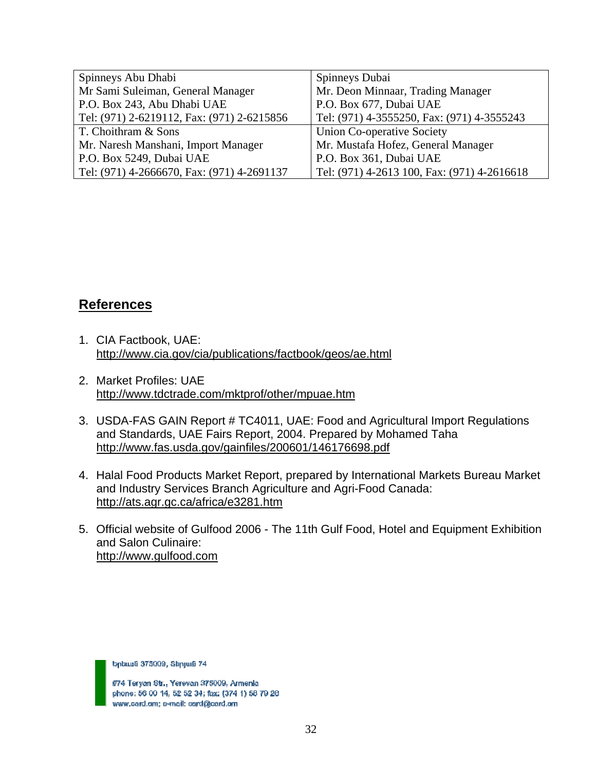| | |
|---|---|
| Spinneys Abu Dhabi<br>Mr Sami Suleiman, General Manager<br>P.O. Box 243, Abu Dhabi UAE<br>Tel: (971) 2-6219112, Fax: (971) 2-6215856 | Spinneys Dubai<br>Mr. Deon Minnaar, Trading Manager<br>P.O. Box 677, Dubai UAE<br>Tel: (971) 4-3555250, Fax: (971) 4-3555243 |
| T. Choithram & Sons<br>Mr. Naresh Manshani, Import Manager<br>P.O. Box 5249, Dubai UAE<br>Tel: (971) 4-2666670, Fax: (971) 4-2691137 | Union Co-operative Society<br>Mr. Mustafa Hofez, General Manager<br>P.O. Box 361, Dubai UAE<br>Tel: (971) 4-2613 100, Fax: (971) 4-2616618 |

## References

1. CIA Factbook, UAE:
   http://www.cia.gov/cia/publications/factbook/geos/ae.html

2. Market Profiles: UAE
   http://www.tdctrade.com/mktprof/other/mpuae.htm

3. USDA-FAS GAIN Report # TC4011, UAE: Food and Agricultural Import Regulations and Standards, UAE Fairs Report, 2004. Prepared by Mohamed Taha
   http://www.fas.usda.gov/gainfiles/200601/146176698.pdf

4. Halal Food Products Market Report, prepared by International Markets Bureau Market and Industry Services Branch Agriculture and Agri-Food Canada:
   http://ats.agr.gc.ca/africa/e3281.htm

5. Official website of Gulfood 2006 - The 11th Gulf Food, Hotel and Equipment Exhibition and Salon Culinaire:
   http://www.gulfood.com